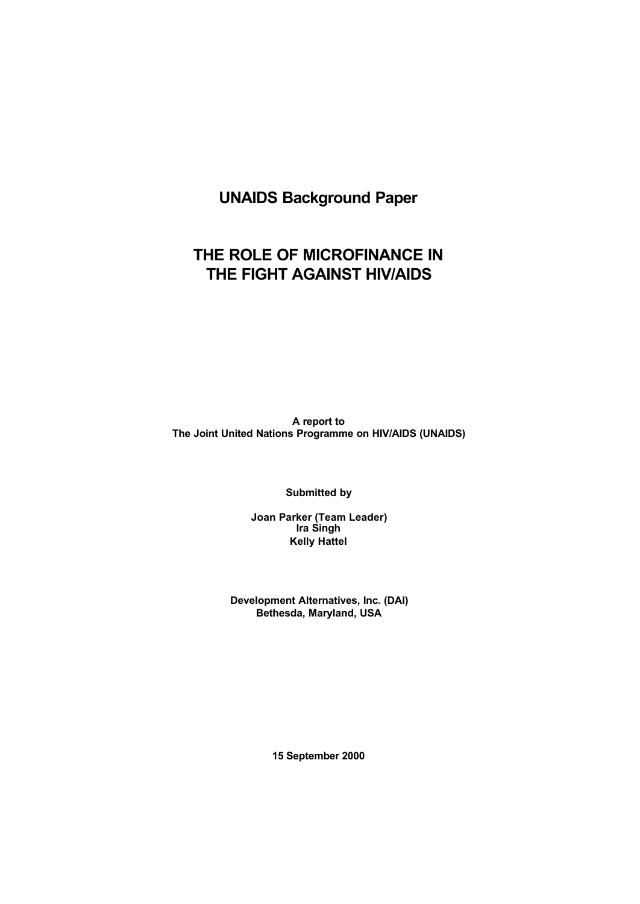## UNAIDS Background Paper

# THE ROLE OF MICROFINANCE IN THE FIGHT AGAINST HIV/AIDS

**A report to**
**The Joint United Nations Programme on HIV/AIDS (UNAIDS)**

**Submitted by**

**Joan Parker (Team Leader)**
**Ira Singh**
**Kelly Hattel**

**Development Alternatives, Inc. (DAI)**
**Bethesda, Maryland, USA**

**15 September 2000**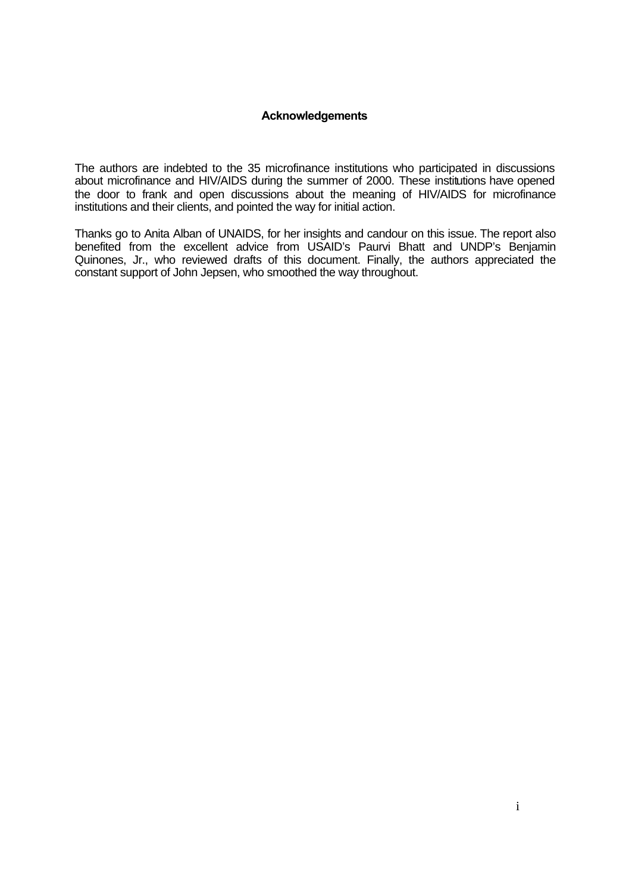## Acknowledgements

The authors are indebted to the 35 microfinance institutions who participated in discussions about microfinance and HIV/AIDS during the summer of 2000. These institutions have opened the door to frank and open discussions about the meaning of HIV/AIDS for microfinance institutions and their clients, and pointed the way for initial action.

Thanks go to Anita Alban of UNAIDS, for her insights and candour on this issue. The report also benefited from the excellent advice from USAID's Paurvi Bhatt and UNDP's Benjamin Quinones, Jr., who reviewed drafts of this document. Finally, the authors appreciated the constant support of John Jepsen, who smoothed the way throughout.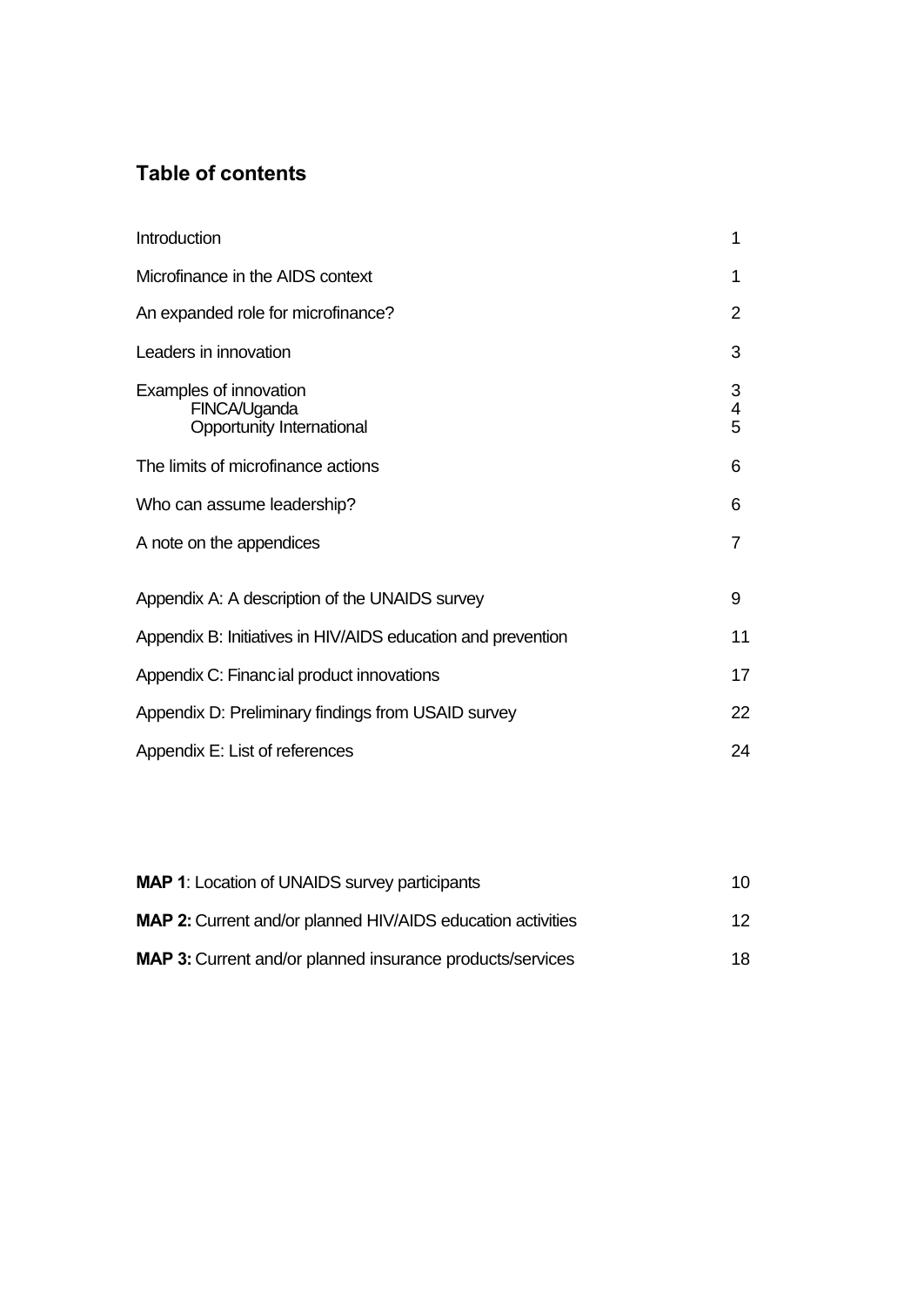## Table of contents

| | |
|---|---|
| Introduction | 1 |
| Microfinance in the AIDS context | 1 |
| An expanded role for microfinance? | 2 |
| Leaders in innovation | 3 |
| Examples of innovation | 3 |
| FINCA/Uganda | 4 |
| Opportunity International | 5 |
| The limits of microfinance actions | 6 |
| Who can assume leadership? | 6 |
| A note on the appendices | 7 |
| Appendix A: A description of the UNAIDS survey | 9 |
| Appendix B: Initiatives in HIV/AIDS education and prevention | 11 |
| Appendix C: Financ ial product innovations | 17 |
| Appendix D: Preliminary findings from USAID survey | 22 |
| Appendix E: List of references | 24 |

| | |
|---|---|
| **MAP 1**: Location of UNAIDS survey participants | 10 |
| **MAP 2:** Current and/or planned HIV/AIDS education activities | 12 |
| **MAP 3:** Current and/or planned insurance products/services | 18 |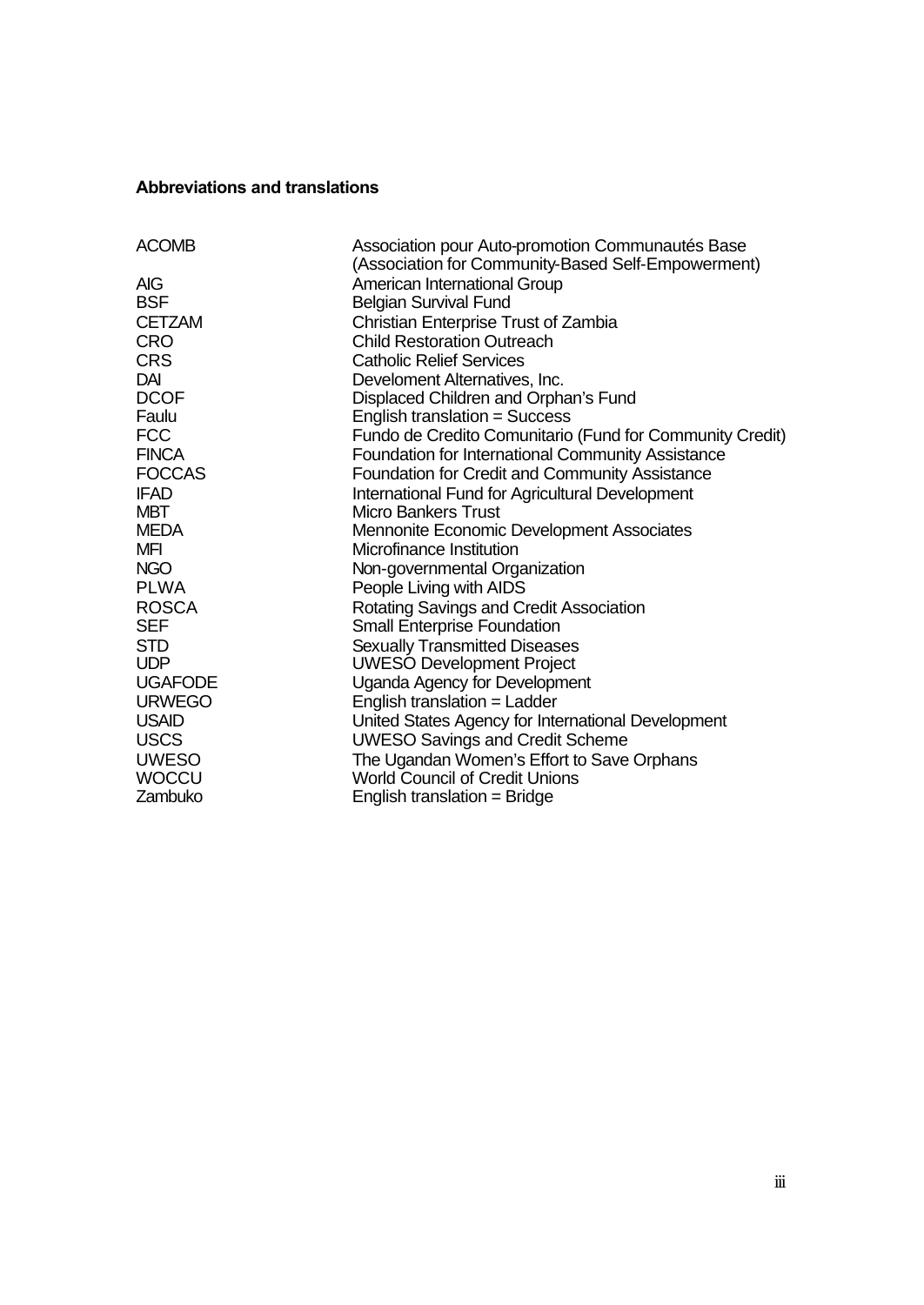**Abbreviations and translations**

| | |
|---|---|
| ACOMB | Association pour Auto-promotion Communautés Base (Association for Community-Based Self-Empowerment) |
| AIG | American International Group |
| BSF | Belgian Survival Fund |
| CETZAM | Christian Enterprise Trust of Zambia |
| CRO | Child Restoration Outreach |
| CRS | Catholic Relief Services |
| DAI | Develoment Alternatives, Inc. |
| DCOF | Displaced Children and Orphan's Fund |
| Faulu | English translation = Success |
| FCC | Fundo de Credito Comunitario (Fund for Community Credit) |
| FINCA | Foundation for International Community Assistance |
| FOCCAS | Foundation for Credit and Community Assistance |
| IFAD | International Fund for Agricultural Development |
| MBT | Micro Bankers Trust |
| MEDA | Mennonite Economic Development Associates |
| MFI | Microfinance Institution |
| NGO | Non-governmental Organization |
| PLWA | People Living with AIDS |
| ROSCA | Rotating Savings and Credit Association |
| SEF | Small Enterprise Foundation |
| STD | Sexually Transmitted Diseases |
| UDP | UWESO Development Project |
| UGAFODE | Uganda Agency for Development |
| URWEGO | English translation = Ladder |
| USAID | United States Agency for International Development |
| USCS | UWESO Savings and Credit Scheme |
| UWESO | The Ugandan Women's Effort to Save Orphans |
| WOCCU | World Council of Credit Unions |
| Zambuko | English translation = Bridge |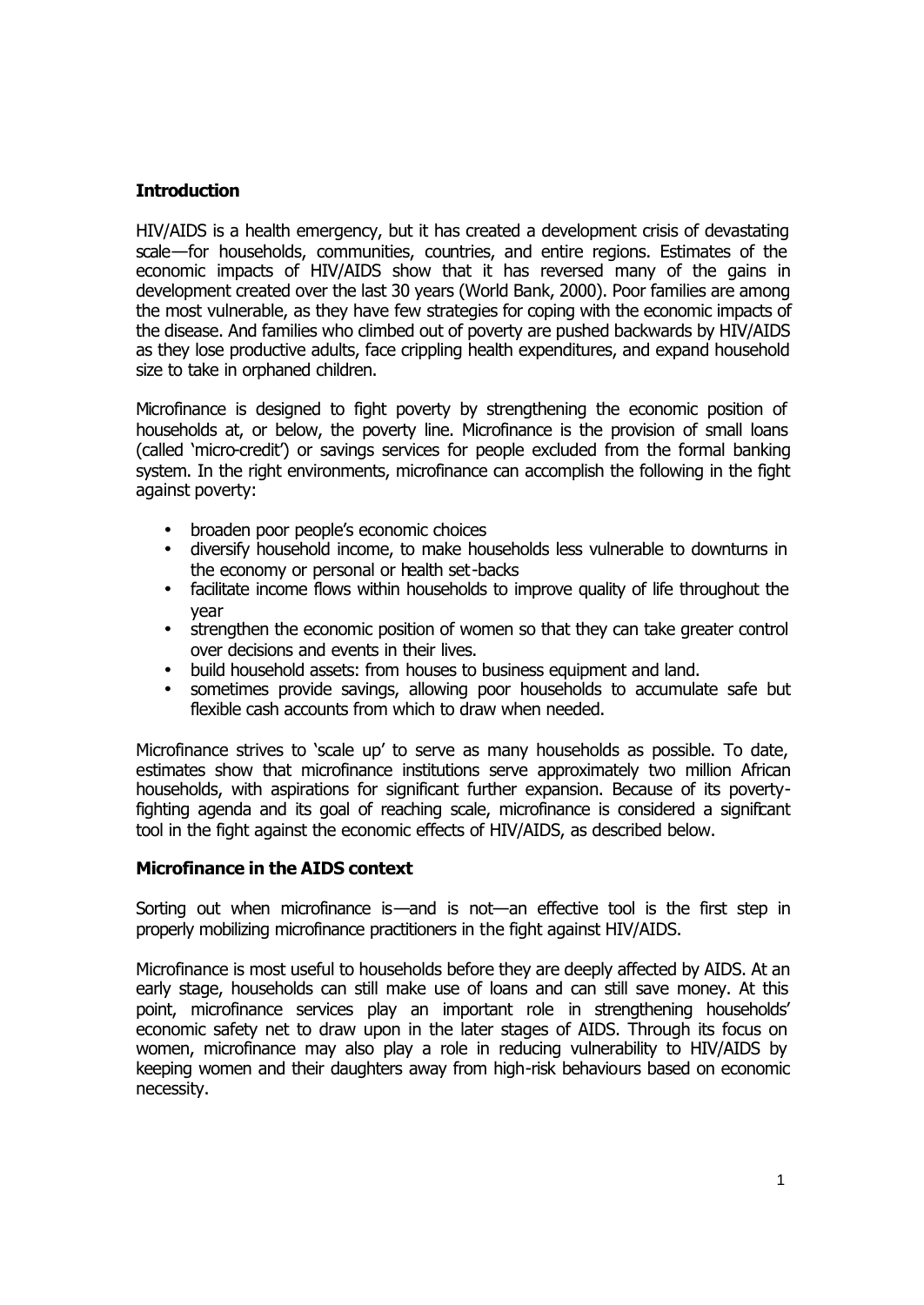## Introduction

HIV/AIDS is a health emergency, but it has created a development crisis of devastating scale—for households, communities, countries, and entire regions. Estimates of the economic impacts of HIV/AIDS show that it has reversed many of the gains in development created over the last 30 years (World Bank, 2000). Poor families are among the most vulnerable, as they have few strategies for coping with the economic impacts of the disease. And families who climbed out of poverty are pushed backwards by HIV/AIDS as they lose productive adults, face crippling health expenditures, and expand household size to take in orphaned children.

Microfinance is designed to fight poverty by strengthening the economic position of households at, or below, the poverty line. Microfinance is the provision of small loans (called 'micro-credit') or savings services for people excluded from the formal banking system. In the right environments, microfinance can accomplish the following in the fight against poverty:

- broaden poor people's economic choices
- diversify household income, to make households less vulnerable to downturns in the economy or personal or health set-backs
- facilitate income flows within households to improve quality of life throughout the year
- strengthen the economic position of women so that they can take greater control over decisions and events in their lives.
- build household assets: from houses to business equipment and land.
- sometimes provide savings, allowing poor households to accumulate safe but flexible cash accounts from which to draw when needed.

Microfinance strives to 'scale up' to serve as many households as possible. To date, estimates show that microfinance institutions serve approximately two million African households, with aspirations for significant further expansion. Because of its poverty-fighting agenda and its goal of reaching scale, microfinance is considered a significant tool in the fight against the economic effects of HIV/AIDS, as described below.

## Microfinance in the AIDS context

Sorting out when microfinance is—and is not—an effective tool is the first step in properly mobilizing microfinance practitioners in the fight against HIV/AIDS.

Microfinance is most useful to households before they are deeply affected by AIDS. At an early stage, households can still make use of loans and can still save money. At this point, microfinance services play an important role in strengthening households' economic safety net to draw upon in the later stages of AIDS. Through its focus on women, microfinance may also play a role in reducing vulnerability to HIV/AIDS by keeping women and their daughters away from high-risk behaviours based on economic necessity.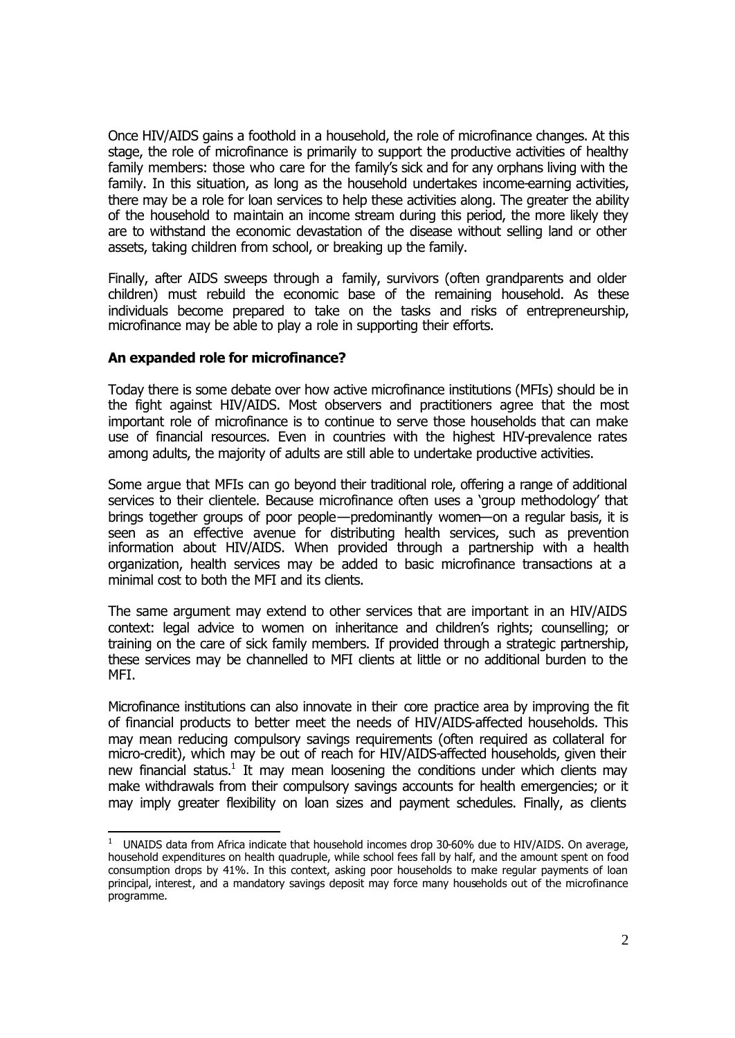Once HIV/AIDS gains a foothold in a household, the role of microfinance changes. At this stage, the role of microfinance is primarily to support the productive activities of healthy family members: those who care for the family's sick and for any orphans living with the family. In this situation, as long as the household undertakes income-earning activities, there may be a role for loan services to help these activities along. The greater the ability of the household to maintain an income stream during this period, the more likely they are to withstand the economic devastation of the disease without selling land or other assets, taking children from school, or breaking up the family.

Finally, after AIDS sweeps through a family, survivors (often grandparents and older children) must rebuild the economic base of the remaining household. As these individuals become prepared to take on the tasks and risks of entrepreneurship, microfinance may be able to play a role in supporting their efforts.

**An expanded role for microfinance?**

Today there is some debate over how active microfinance institutions (MFIs) should be in the fight against HIV/AIDS. Most observers and practitioners agree that the most important role of microfinance is to continue to serve those households that can make use of financial resources. Even in countries with the highest HIV-prevalence rates among adults, the majority of adults are still able to undertake productive activities.

Some argue that MFIs can go beyond their traditional role, offering a range of additional services to their clientele. Because microfinance often uses a 'group methodology' that brings together groups of poor people—predominantly women—on a regular basis, it is seen as an effective avenue for distributing health services, such as prevention information about HIV/AIDS. When provided through a partnership with a health organization, health services may be added to basic microfinance transactions at a minimal cost to both the MFI and its clients.

The same argument may extend to other services that are important in an HIV/AIDS context: legal advice to women on inheritance and children's rights; counselling; or training on the care of sick family members. If provided through a strategic partnership, these services may be channelled to MFI clients at little or no additional burden to the MFI.

Microfinance institutions can also innovate in their core practice area by improving the fit of financial products to better meet the needs of HIV/AIDS-affected households. This may mean reducing compulsory savings requirements (often required as collateral for micro-credit), which may be out of reach for HIV/AIDS-affected households, given their new financial status.[1] It may mean loosening the conditions under which clients may make withdrawals from their compulsory savings accounts for health emergencies; or it may imply greater flexibility on loan sizes and payment schedules. Finally, as clients

[1] UNAIDS data from Africa indicate that household incomes drop 30-60% due to HIV/AIDS. On average, household expenditures on health quadruple, while school fees fall by half, and the amount spent on food consumption drops by 41%. In this context, asking poor households to make regular payments of loan principal, interest, and a mandatory savings deposit may force many households out of the microfinance programme.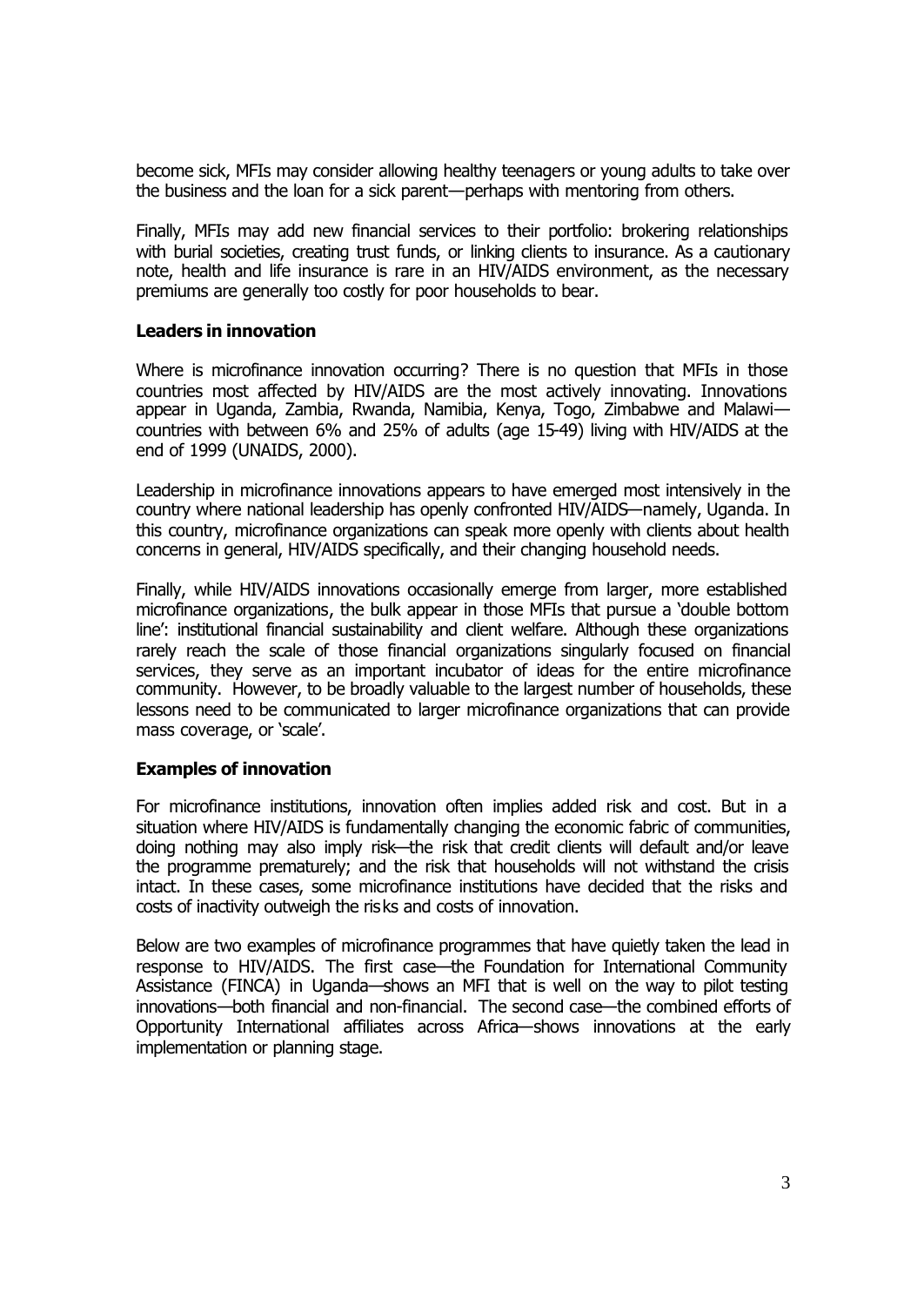become sick, MFIs may consider allowing healthy teenagers or young adults to take over the business and the loan for a sick parent—perhaps with mentoring from others.

Finally, MFIs may add new financial services to their portfolio: brokering relationships with burial societies, creating trust funds, or linking clients to insurance. As a cautionary note, health and life insurance is rare in an HIV/AIDS environment, as the necessary premiums are generally too costly for poor households to bear.

**Leaders in innovation**

Where is microfinance innovation occurring? There is no question that MFIs in those countries most affected by HIV/AIDS are the most actively innovating. Innovations appear in Uganda, Zambia, Rwanda, Namibia, Kenya, Togo, Zimbabwe and Malawi—countries with between 6% and 25% of adults (age 15-49) living with HIV/AIDS at the end of 1999 (UNAIDS, 2000).

Leadership in microfinance innovations appears to have emerged most intensively in the country where national leadership has openly confronted HIV/AIDS—namely, Uganda. In this country, microfinance organizations can speak more openly with clients about health concerns in general, HIV/AIDS specifically, and their changing household needs.

Finally, while HIV/AIDS innovations occasionally emerge from larger, more established microfinance organizations, the bulk appear in those MFIs that pursue a 'double bottom line': institutional financial sustainability and client welfare. Although these organizations rarely reach the scale of those financial organizations singularly focused on financial services, they serve as an important incubator of ideas for the entire microfinance community. However, to be broadly valuable to the largest number of households, these lessons need to be communicated to larger microfinance organizations that can provide mass coverage, or 'scale'.

**Examples of innovation**

For microfinance institutions, innovation often implies added risk and cost. But in a situation where HIV/AIDS is fundamentally changing the economic fabric of communities, doing nothing may also imply risk—the risk that credit clients will default and/or leave the programme prematurely; and the risk that households will not withstand the crisis intact. In these cases, some microfinance institutions have decided that the risks and costs of inactivity outweigh the risks and costs of innovation.

Below are two examples of microfinance programmes that have quietly taken the lead in response to HIV/AIDS. The first case—the Foundation for International Community Assistance (FINCA) in Uganda—shows an MFI that is well on the way to pilot testing innovations—both financial and non-financial. The second case—the combined efforts of Opportunity International affiliates across Africa—shows innovations at the early implementation or planning stage.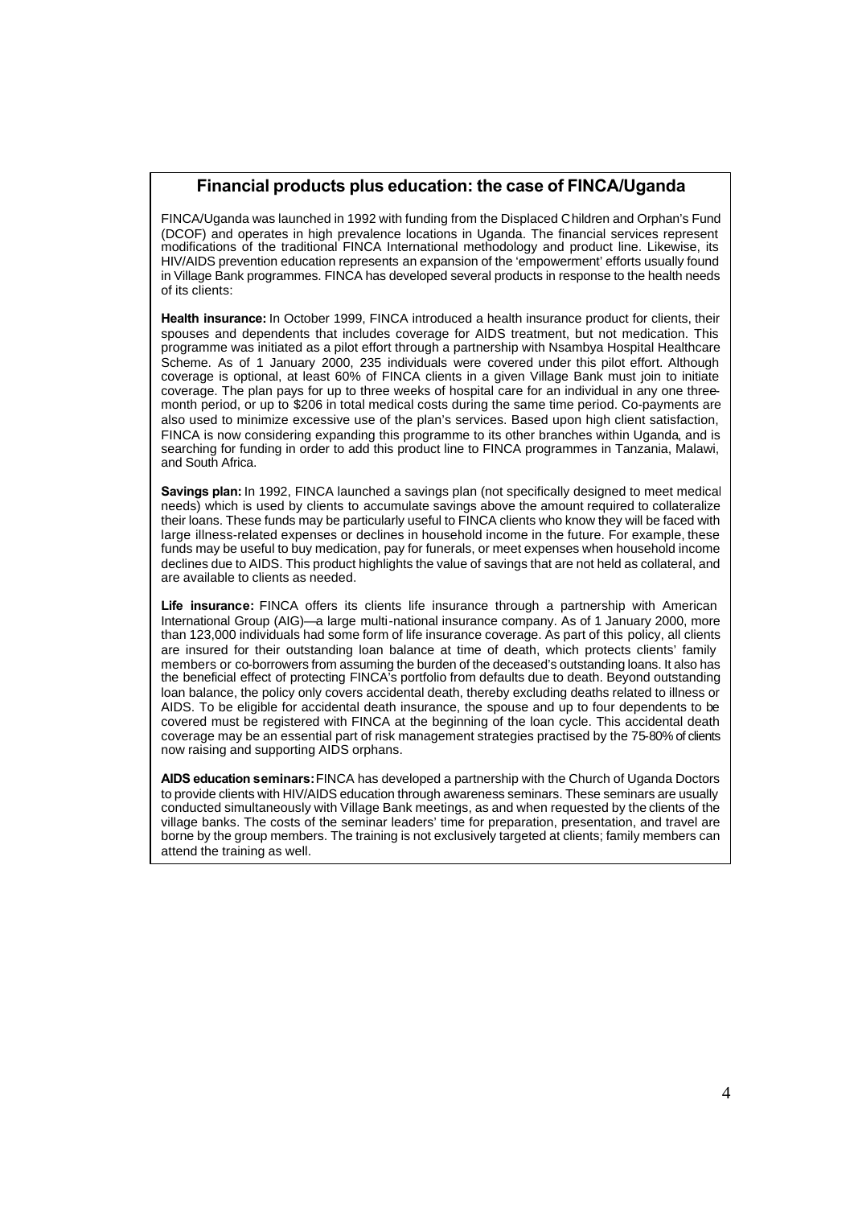## Financial products plus education: the case of FINCA/Uganda

FINCA/Uganda was launched in 1992 with funding from the Displaced Children and Orphan's Fund (DCOF) and operates in high prevalence locations in Uganda. The financial services represent modifications of the traditional FINCA International methodology and product line. Likewise, its HIV/AIDS prevention education represents an expansion of the 'empowerment' efforts usually found in Village Bank programmes. FINCA has developed several products in response to the health needs of its clients:

**Health insurance:** In October 1999, FINCA introduced a health insurance product for clients, their spouses and dependents that includes coverage for AIDS treatment, but not medication. This programme was initiated as a pilot effort through a partnership with Nsambya Hospital Healthcare Scheme. As of 1 January 2000, 235 individuals were covered under this pilot effort. Although coverage is optional, at least 60% of FINCA clients in a given Village Bank must join to initiate coverage. The plan pays for up to three weeks of hospital care for an individual in any one three-month period, or up to $206 in total medical costs during the same time period. Co-payments are also used to minimize excessive use of the plan's services. Based upon high client satisfaction, FINCA is now considering expanding this programme to its other branches within Uganda, and is searching for funding in order to add this product line to FINCA programmes in Tanzania, Malawi, and South Africa.

**Savings plan:** In 1992, FINCA launched a savings plan (not specifically designed to meet medical needs) which is used by clients to accumulate savings above the amount required to collateralize their loans. These funds may be particularly useful to FINCA clients who know they will be faced with large illness-related expenses or declines in household income in the future. For example, these funds may be useful to buy medication, pay for funerals, or meet expenses when household income declines due to AIDS. This product highlights the value of savings that are not held as collateral, and are available to clients as needed.

**Life insurance:** FINCA offers its clients life insurance through a partnership with American International Group (AIG)—a large multi-national insurance company. As of 1 January 2000, more than 123,000 individuals had some form of life insurance coverage. As part of this policy, all clients are insured for their outstanding loan balance at time of death, which protects clients' family members or co-borrowers from assuming the burden of the deceased's outstanding loans. It also has the beneficial effect of protecting FINCA's portfolio from defaults due to death. Beyond outstanding loan balance, the policy only covers accidental death, thereby excluding deaths related to illness or AIDS. To be eligible for accidental death insurance, the spouse and up to four dependents to be covered must be registered with FINCA at the beginning of the loan cycle. This accidental death coverage may be an essential part of risk management strategies practised by the 75-80% of clients now raising and supporting AIDS orphans.

**AIDS education seminars:** FINCA has developed a partnership with the Church of Uganda Doctors to provide clients with HIV/AIDS education through awareness seminars. These seminars are usually conducted simultaneously with Village Bank meetings, as and when requested by the clients of the village banks. The costs of the seminar leaders' time for preparation, presentation, and travel are borne by the group members. The training is not exclusively targeted at clients; family members can attend the training as well.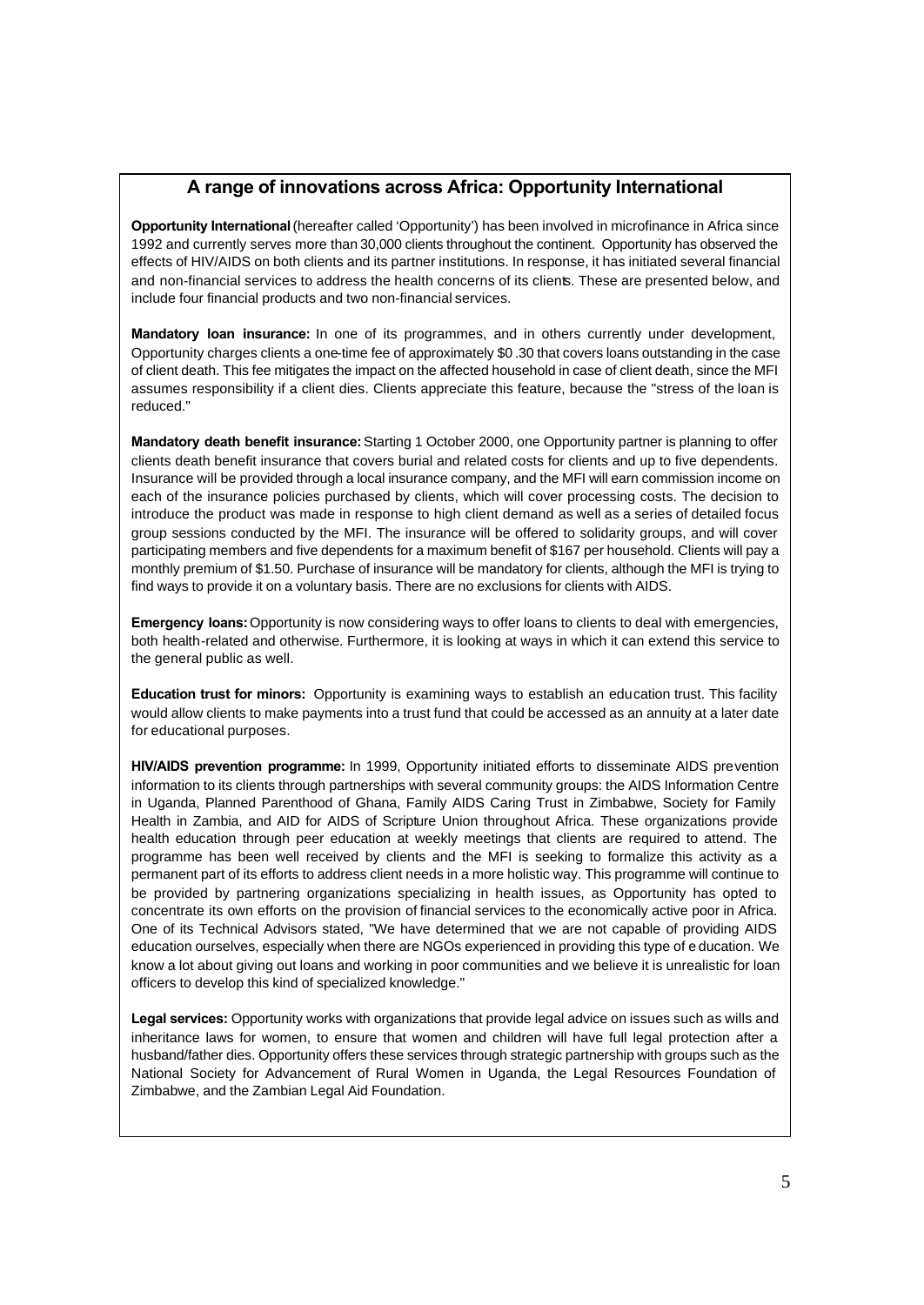## A range of innovations across Africa: Opportunity International

**Opportunity International** (hereafter called 'Opportunity') has been involved in microfinance in Africa since 1992 and currently serves more than 30,000 clients throughout the continent. Opportunity has observed the effects of HIV/AIDS on both clients and its partner institutions. In response, it has initiated several financial and non-financial services to address the health concerns of its clients. These are presented below, and include four financial products and two non-financial services.

**Mandatory loan insurance:** In one of its programmes, and in others currently under development, Opportunity charges clients a one-time fee of approximately $0.30 that covers loans outstanding in the case of client death. This fee mitigates the impact on the affected household in case of client death, since the MFI assumes responsibility if a client dies. Clients appreciate this feature, because the "stress of the loan is reduced."

**Mandatory death benefit insurance:** Starting 1 October 2000, one Opportunity partner is planning to offer clients death benefit insurance that covers burial and related costs for clients and up to five dependents. Insurance will be provided through a local insurance company, and the MFI will earn commission income on each of the insurance policies purchased by clients, which will cover processing costs. The decision to introduce the product was made in response to high client demand as well as a series of detailed focus group sessions conducted by the MFI. The insurance will be offered to solidarity groups, and will cover participating members and five dependents for a maximum benefit of $167 per household. Clients will pay a monthly premium of $1.50. Purchase of insurance will be mandatory for clients, although the MFI is trying to find ways to provide it on a voluntary basis. There are no exclusions for clients with AIDS.

**Emergency loans:** Opportunity is now considering ways to offer loans to clients to deal with emergencies, both health-related and otherwise. Furthermore, it is looking at ways in which it can extend this service to the general public as well.

**Education trust for minors:** Opportunity is examining ways to establish an education trust. This facility would allow clients to make payments into a trust fund that could be accessed as an annuity at a later date for educational purposes.

**HIV/AIDS prevention programme:** In 1999, Opportunity initiated efforts to disseminate AIDS prevention information to its clients through partnerships with several community groups: the AIDS Information Centre in Uganda, Planned Parenthood of Ghana, Family AIDS Caring Trust in Zimbabwe, Society for Family Health in Zambia, and AID for AIDS of Scripture Union throughout Africa. These organizations provide health education through peer education at weekly meetings that clients are required to attend. The programme has been well received by clients and the MFI is seeking to formalize this activity as a permanent part of its efforts to address client needs in a more holistic way. This programme will continue to be provided by partnering organizations specializing in health issues, as Opportunity has opted to concentrate its own efforts on the provision of financial services to the economically active poor in Africa. One of its Technical Advisors stated, "We have determined that we are not capable of providing AIDS education ourselves, especially when there are NGOs experienced in providing this type of education. We know a lot about giving out loans and working in poor communities and we believe it is unrealistic for loan officers to develop this kind of specialized knowledge."

**Legal services:** Opportunity works with organizations that provide legal advice on issues such as wills and inheritance laws for women, to ensure that women and children will have full legal protection after a husband/father dies. Opportunity offers these services through strategic partnership with groups such as the National Society for Advancement of Rural Women in Uganda, the Legal Resources Foundation of Zimbabwe, and the Zambian Legal Aid Foundation.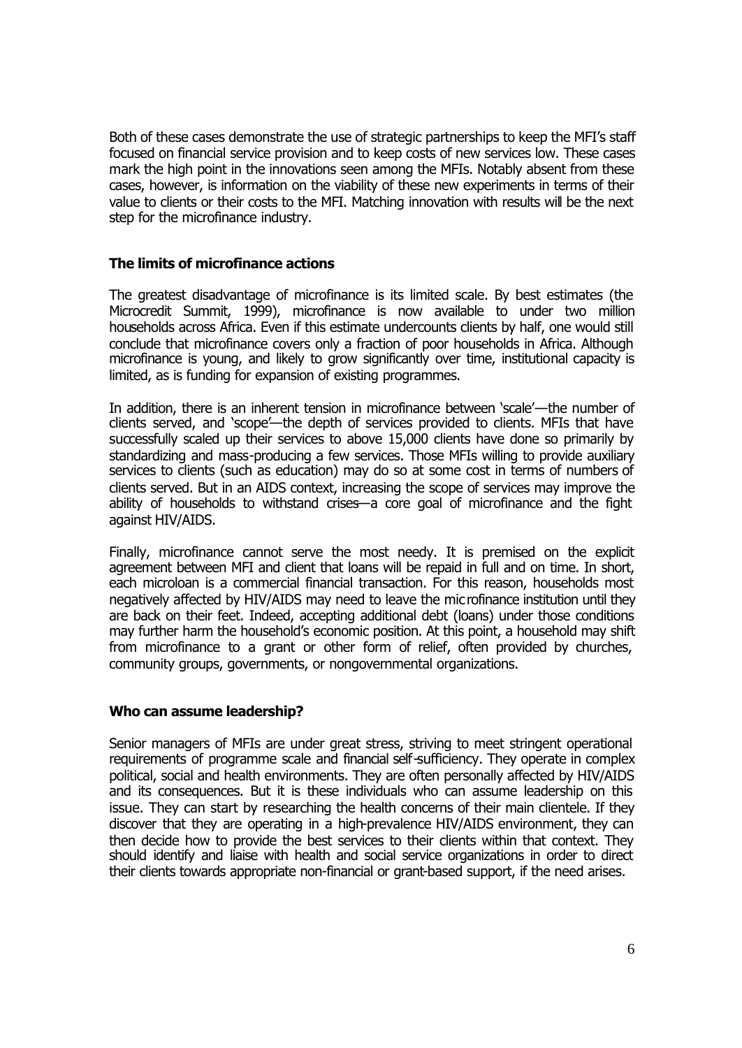Both of these cases demonstrate the use of strategic partnerships to keep the MFI's staff focused on financial service provision and to keep costs of new services low. These cases mark the high point in the innovations seen among the MFIs. Notably absent from these cases, however, is information on the viability of these new experiments in terms of their value to clients or their costs to the MFI. Matching innovation with results will be the next step for the microfinance industry.

### The limits of microfinance actions

The greatest disadvantage of microfinance is its limited scale. By best estimates (the Microcredit Summit, 1999), microfinance is now available to under two million households across Africa. Even if this estimate undercounts clients by half, one would still conclude that microfinance covers only a fraction of poor households in Africa. Although microfinance is young, and likely to grow significantly over time, institutional capacity is limited, as is funding for expansion of existing programmes.

In addition, there is an inherent tension in microfinance between 'scale'—the number of clients served, and 'scope'—the depth of services provided to clients. MFIs that have successfully scaled up their services to above 15,000 clients have done so primarily by standardizing and mass-producing a few services. Those MFIs willing to provide auxiliary services to clients (such as education) may do so at some cost in terms of numbers of clients served. But in an AIDS context, increasing the scope of services may improve the ability of households to withstand crises—a core goal of microfinance and the fight against HIV/AIDS.

Finally, microfinance cannot serve the most needy. It is premised on the explicit agreement between MFI and client that loans will be repaid in full and on time. In short, each microloan is a commercial financial transaction. For this reason, households most negatively affected by HIV/AIDS may need to leave the microfinance institution until they are back on their feet. Indeed, accepting additional debt (loans) under those conditions may further harm the household's economic position. At this point, a household may shift from microfinance to a grant or other form of relief, often provided by churches, community groups, governments, or nongovernmental organizations.

### Who can assume leadership?

Senior managers of MFIs are under great stress, striving to meet stringent operational requirements of programme scale and financial self-sufficiency. They operate in complex political, social and health environments. They are often personally affected by HIV/AIDS and its consequences. But it is these individuals who can assume leadership on this issue. They can start by researching the health concerns of their main clientele. If they discover that they are operating in a high-prevalence HIV/AIDS environment, they can then decide how to provide the best services to their clients within that context. They should identify and liaise with health and social service organizations in order to direct their clients towards appropriate non-financial or grant-based support, if the need arises.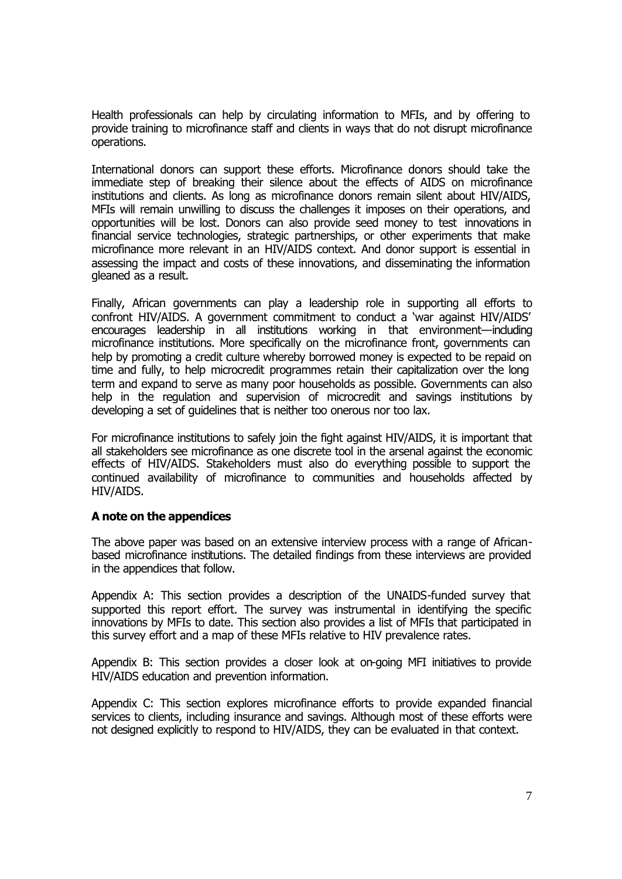Health professionals can help by circulating information to MFIs, and by offering to provide training to microfinance staff and clients in ways that do not disrupt microfinance operations.

International donors can support these efforts. Microfinance donors should take the immediate step of breaking their silence about the effects of AIDS on microfinance institutions and clients. As long as microfinance donors remain silent about HIV/AIDS, MFIs will remain unwilling to discuss the challenges it imposes on their operations, and opportunities will be lost. Donors can also provide seed money to test innovations in financial service technologies, strategic partnerships, or other experiments that make microfinance more relevant in an HIV/AIDS context. And donor support is essential in assessing the impact and costs of these innovations, and disseminating the information gleaned as a result.

Finally, African governments can play a leadership role in supporting all efforts to confront HIV/AIDS. A government commitment to conduct a 'war against HIV/AIDS' encourages leadership in all institutions working in that environment—including microfinance institutions. More specifically on the microfinance front, governments can help by promoting a credit culture whereby borrowed money is expected to be repaid on time and fully, to help microcredit programmes retain their capitalization over the long term and expand to serve as many poor households as possible. Governments can also help in the regulation and supervision of microcredit and savings institutions by developing a set of guidelines that is neither too onerous nor too lax.

For microfinance institutions to safely join the fight against HIV/AIDS, it is important that all stakeholders see microfinance as one discrete tool in the arsenal against the economic effects of HIV/AIDS. Stakeholders must also do everything possible to support the continued availability of microfinance to communities and households affected by HIV/AIDS.

**A note on the appendices**

The above paper was based on an extensive interview process with a range of African-based microfinance institutions. The detailed findings from these interviews are provided in the appendices that follow.

Appendix A: This section provides a description of the UNAIDS-funded survey that supported this report effort. The survey was instrumental in identifying the specific innovations by MFIs to date. This section also provides a list of MFIs that participated in this survey effort and a map of these MFIs relative to HIV prevalence rates.

Appendix B: This section provides a closer look at on-going MFI initiatives to provide HIV/AIDS education and prevention information.

Appendix C: This section explores microfinance efforts to provide expanded financial services to clients, including insurance and savings. Although most of these efforts were not designed explicitly to respond to HIV/AIDS, they can be evaluated in that context.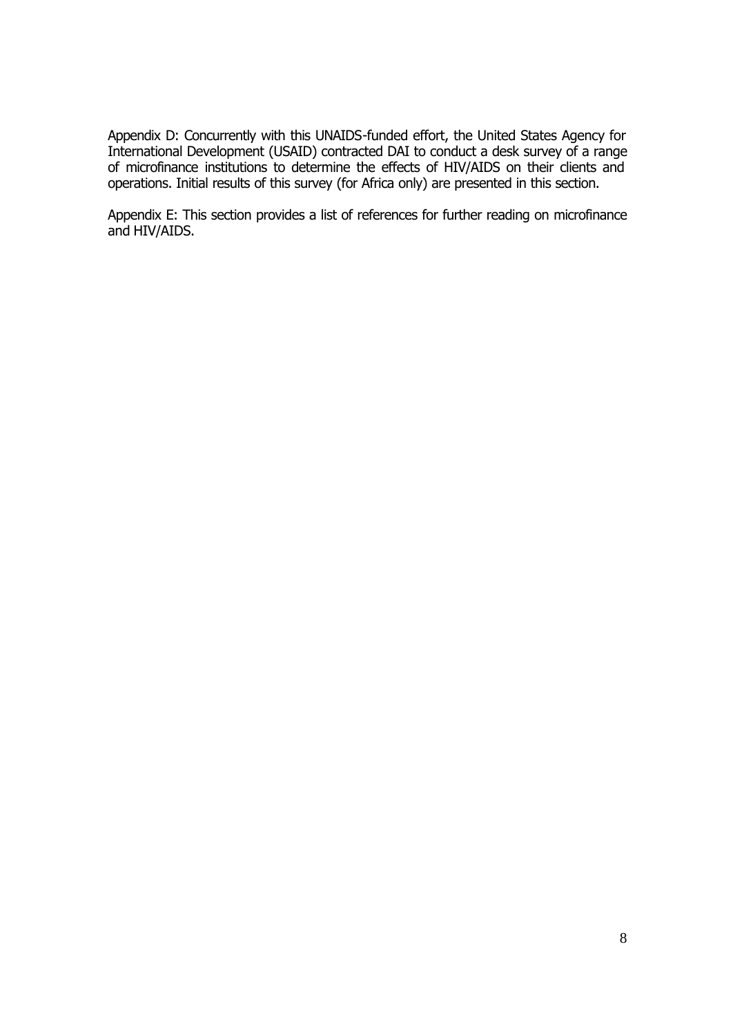Appendix D: Concurrently with this UNAIDS-funded effort, the United States Agency for International Development (USAID) contracted DAI to conduct a desk survey of a range of microfinance institutions to determine the effects of HIV/AIDS on their clients and operations. Initial results of this survey (for Africa only) are presented in this section.

Appendix E: This section provides a list of references for further reading on microfinance and HIV/AIDS.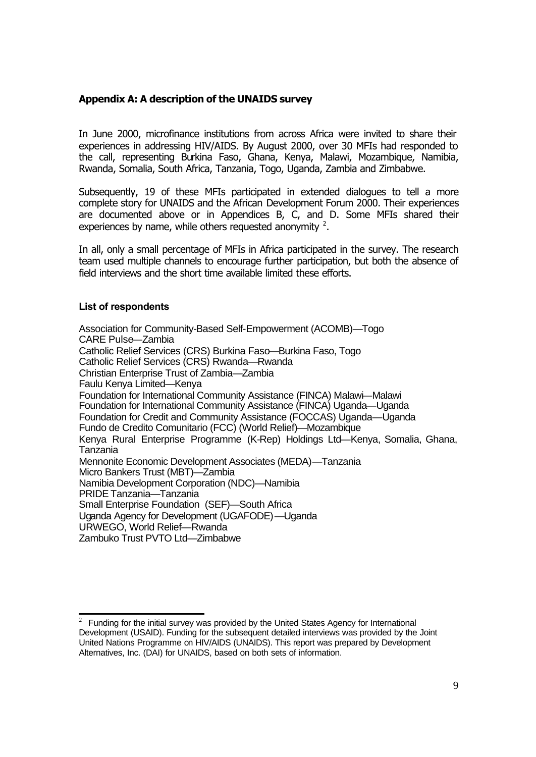## Appendix A: A description of the UNAIDS survey

In June 2000, microfinance institutions from across Africa were invited to share their experiences in addressing HIV/AIDS. By August 2000, over 30 MFIs had responded to the call, representing Burkina Faso, Ghana, Kenya, Malawi, Mozambique, Namibia, Rwanda, Somalia, South Africa, Tanzania, Togo, Uganda, Zambia and Zimbabwe.

Subsequently, 19 of these MFIs participated in extended dialogues to tell a more complete story for UNAIDS and the African Development Forum 2000. Their experiences are documented above or in Appendices B, C, and D. Some MFIs shared their experiences by name, while others requested anonymity [2].

In all, only a small percentage of MFIs in Africa participated in the survey. The research team used multiple channels to encourage further participation, but both the absence of field interviews and the short time available limited these efforts.

### List of respondents

Association for Community-Based Self-Empowerment (ACOMB)—Togo
CARE Pulse—Zambia
Catholic Relief Services (CRS) Burkina Faso—Burkina Faso, Togo
Catholic Relief Services (CRS) Rwanda—Rwanda
Christian Enterprise Trust of Zambia—Zambia
Faulu Kenya Limited—Kenya
Foundation for International Community Assistance (FINCA) Malawi—Malawi
Foundation for International Community Assistance (FINCA) Uganda—Uganda
Foundation for Credit and Community Assistance (FOCCAS) Uganda—Uganda
Fundo de Credito Comunitario (FCC) (World Relief)—Mozambique
Kenya Rural Enterprise Programme (K-Rep) Holdings Ltd—Kenya, Somalia, Ghana, Tanzania
Mennonite Economic Development Associates (MEDA)—Tanzania
Micro Bankers Trust (MBT)—Zambia
Namibia Development Corporation (NDC)—Namibia
PRIDE Tanzania—Tanzania
Small Enterprise Foundation (SEF)—South Africa
Uganda Agency for Development (UGAFODE)—Uganda
URWEGO, World Relief—Rwanda
Zambuko Trust PVTO Ltd—Zimbabwe

---

[2] Funding for the initial survey was provided by the United States Agency for International Development (USAID). Funding for the subsequent detailed interviews was provided by the Joint United Nations Programme on HIV/AIDS (UNAIDS). This report was prepared by Development Alternatives, Inc. (DAI) for UNAIDS, based on both sets of information.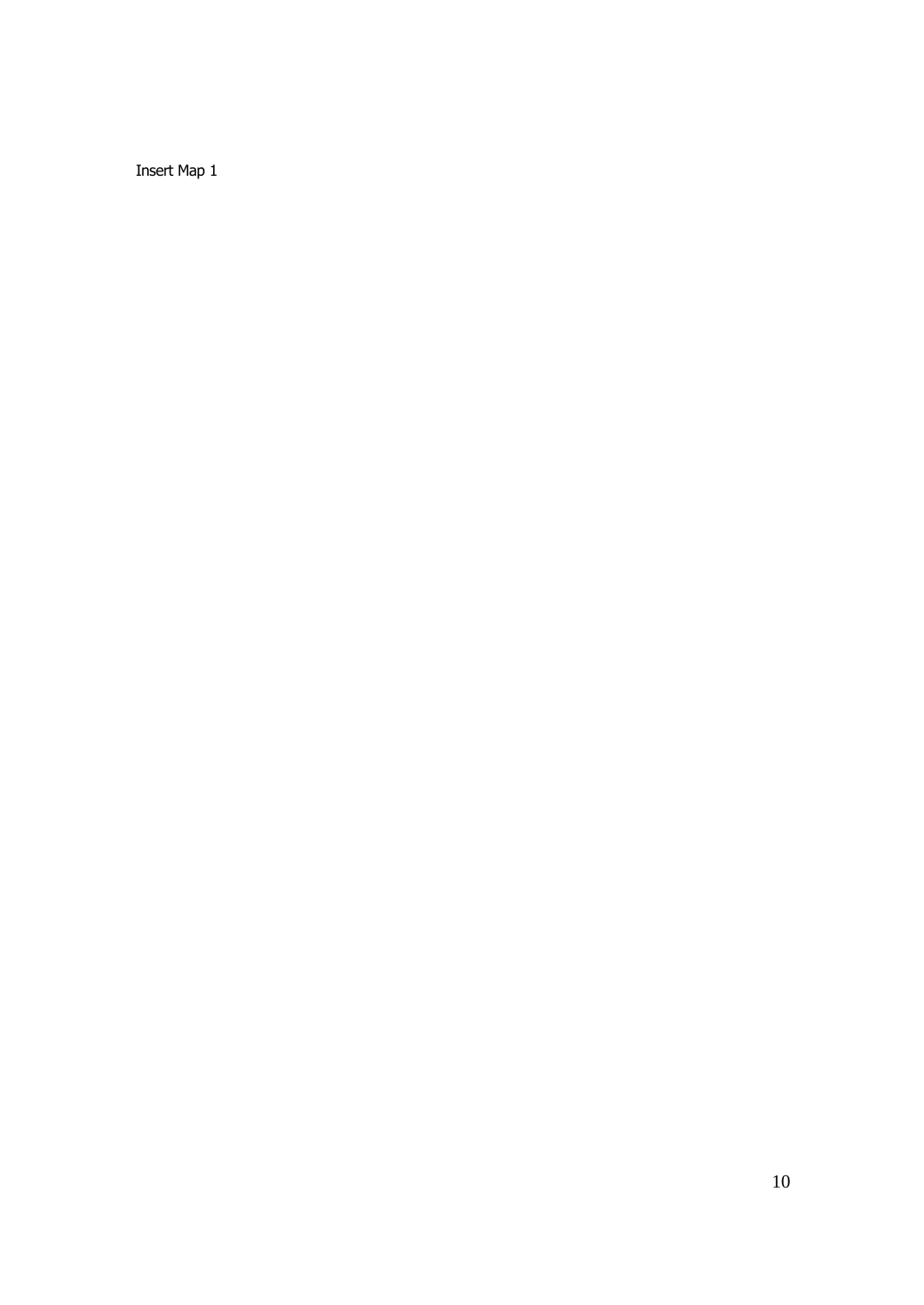Insert Map 1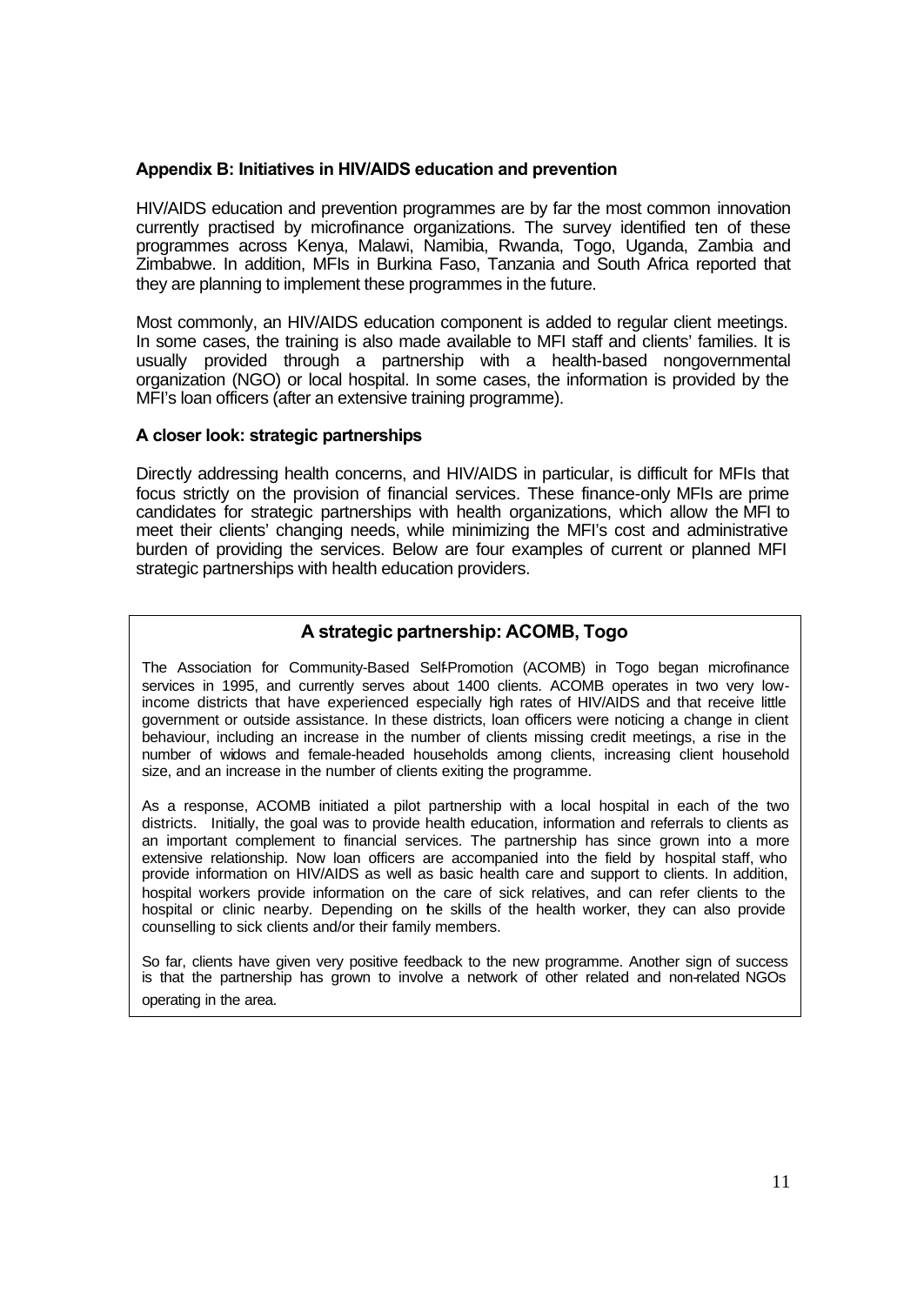### Appendix B: Initiatives in HIV/AIDS education and prevention

HIV/AIDS education and prevention programmes are by far the most common innovation currently practised by microfinance organizations. The survey identified ten of these programmes across Kenya, Malawi, Namibia, Rwanda, Togo, Uganda, Zambia and Zimbabwe. In addition, MFIs in Burkina Faso, Tanzania and South Africa reported that they are planning to implement these programmes in the future.

Most commonly, an HIV/AIDS education component is added to regular client meetings. In some cases, the training is also made available to MFI staff and clients' families. It is usually provided through a partnership with a health-based nongovernmental organization (NGO) or local hospital. In some cases, the information is provided by the MFI's loan officers (after an extensive training programme).

#### A closer look: strategic partnerships

Directly addressing health concerns, and HIV/AIDS in particular, is difficult for MFIs that focus strictly on the provision of financial services. These finance-only MFIs are prime candidates for strategic partnerships with health organizations, which allow the MFI to meet their clients' changing needs, while minimizing the MFI's cost and administrative burden of providing the services. Below are four examples of current or planned MFI strategic partnerships with health education providers.

#### A strategic partnership: ACOMB, Togo

The Association for Community-Based Self-Promotion (ACOMB) in Togo began microfinance services in 1995, and currently serves about 1400 clients. ACOMB operates in two very low-income districts that have experienced especially high rates of HIV/AIDS and that receive little government or outside assistance. In these districts, loan officers were noticing a change in client behaviour, including an increase in the number of clients missing credit meetings, a rise in the number of widows and female-headed households among clients, increasing client household size, and an increase in the number of clients exiting the programme.

As a response, ACOMB initiated a pilot partnership with a local hospital in each of the two districts. Initially, the goal was to provide health education, information and referrals to clients as an important complement to financial services. The partnership has since grown into a more extensive relationship. Now loan officers are accompanied into the field by hospital staff, who provide information on HIV/AIDS as well as basic health care and support to clients. In addition, hospital workers provide information on the care of sick relatives, and can refer clients to the hospital or clinic nearby. Depending on the skills of the health worker, they can also provide counselling to sick clients and/or their family members.

So far, clients have given very positive feedback to the new programme. Another sign of success is that the partnership has grown to involve a network of other related and non-related NGOs operating in the area.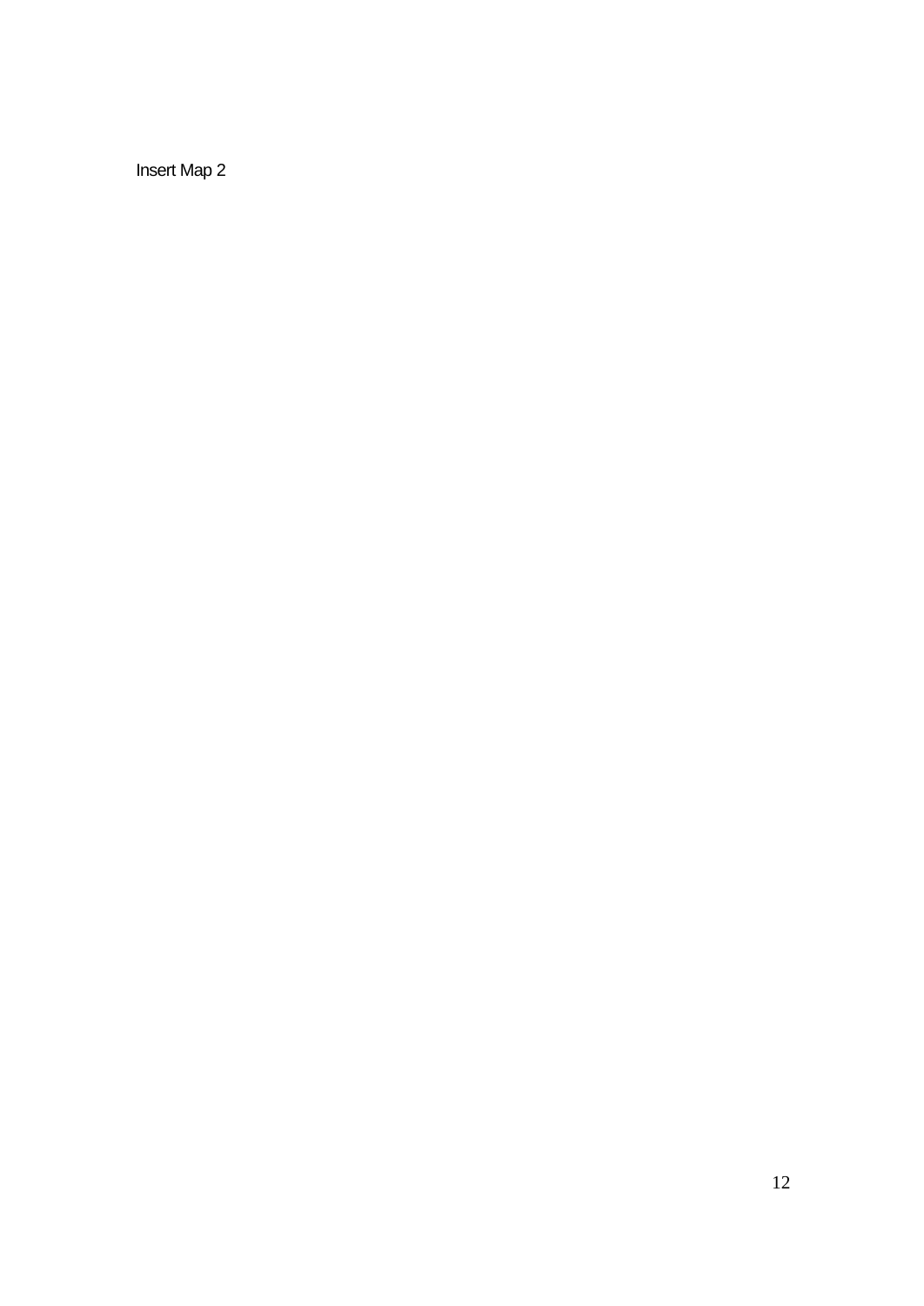Insert Map 2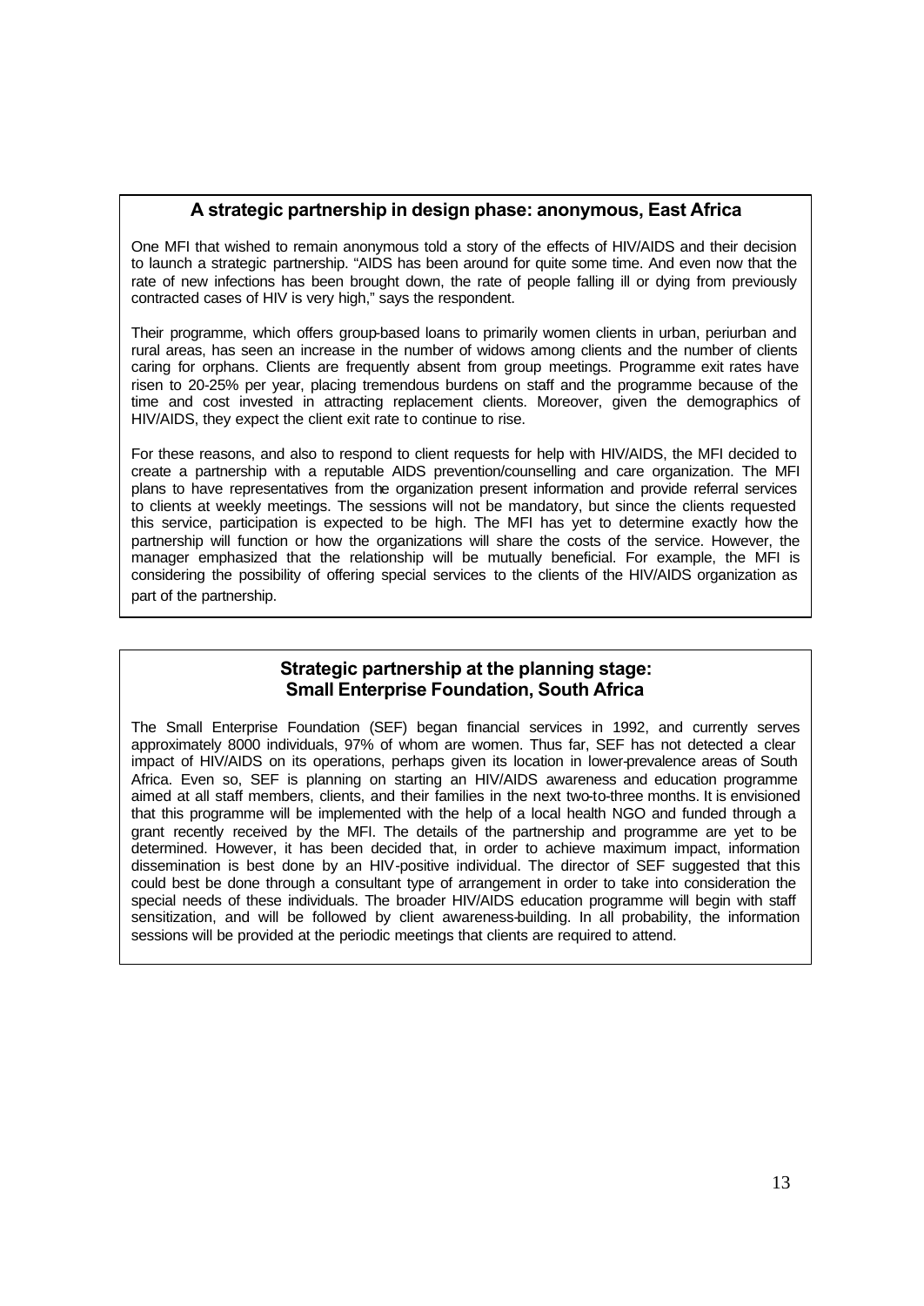### A strategic partnership in design phase: anonymous, East Africa

One MFI that wished to remain anonymous told a story of the effects of HIV/AIDS and their decision to launch a strategic partnership. "AIDS has been around for quite some time. And even now that the rate of new infections has been brought down, the rate of people falling ill or dying from previously contracted cases of HIV is very high," says the respondent.

Their programme, which offers group-based loans to primarily women clients in urban, periurban and rural areas, has seen an increase in the number of widows among clients and the number of clients caring for orphans. Clients are frequently absent from group meetings. Programme exit rates have risen to 20-25% per year, placing tremendous burdens on staff and the programme because of the time and cost invested in attracting replacement clients. Moreover, given the demographics of HIV/AIDS, they expect the client exit rate to continue to rise.

For these reasons, and also to respond to client requests for help with HIV/AIDS, the MFI decided to create a partnership with a reputable AIDS prevention/counselling and care organization. The MFI plans to have representatives from the organization present information and provide referral services to clients at weekly meetings. The sessions will not be mandatory, but since the clients requested this service, participation is expected to be high. The MFI has yet to determine exactly how the partnership will function or how the organizations will share the costs of the service. However, the manager emphasized that the relationship will be mutually beneficial. For example, the MFI is considering the possibility of offering special services to the clients of the HIV/AIDS organization as part of the partnership.

### Strategic partnership at the planning stage: Small Enterprise Foundation, South Africa

The Small Enterprise Foundation (SEF) began financial services in 1992, and currently serves approximately 8000 individuals, 97% of whom are women. Thus far, SEF has not detected a clear impact of HIV/AIDS on its operations, perhaps given its location in lower-prevalence areas of South Africa. Even so, SEF is planning on starting an HIV/AIDS awareness and education programme aimed at all staff members, clients, and their families in the next two-to-three months. It is envisioned that this programme will be implemented with the help of a local health NGO and funded through a grant recently received by the MFI. The details of the partnership and programme are yet to be determined. However, it has been decided that, in order to achieve maximum impact, information dissemination is best done by an HIV-positive individual. The director of SEF suggested that this could best be done through a consultant type of arrangement in order to take into consideration the special needs of these individuals. The broader HIV/AIDS education programme will begin with staff sensitization, and will be followed by client awareness-building. In all probability, the information sessions will be provided at the periodic meetings that clients are required to attend.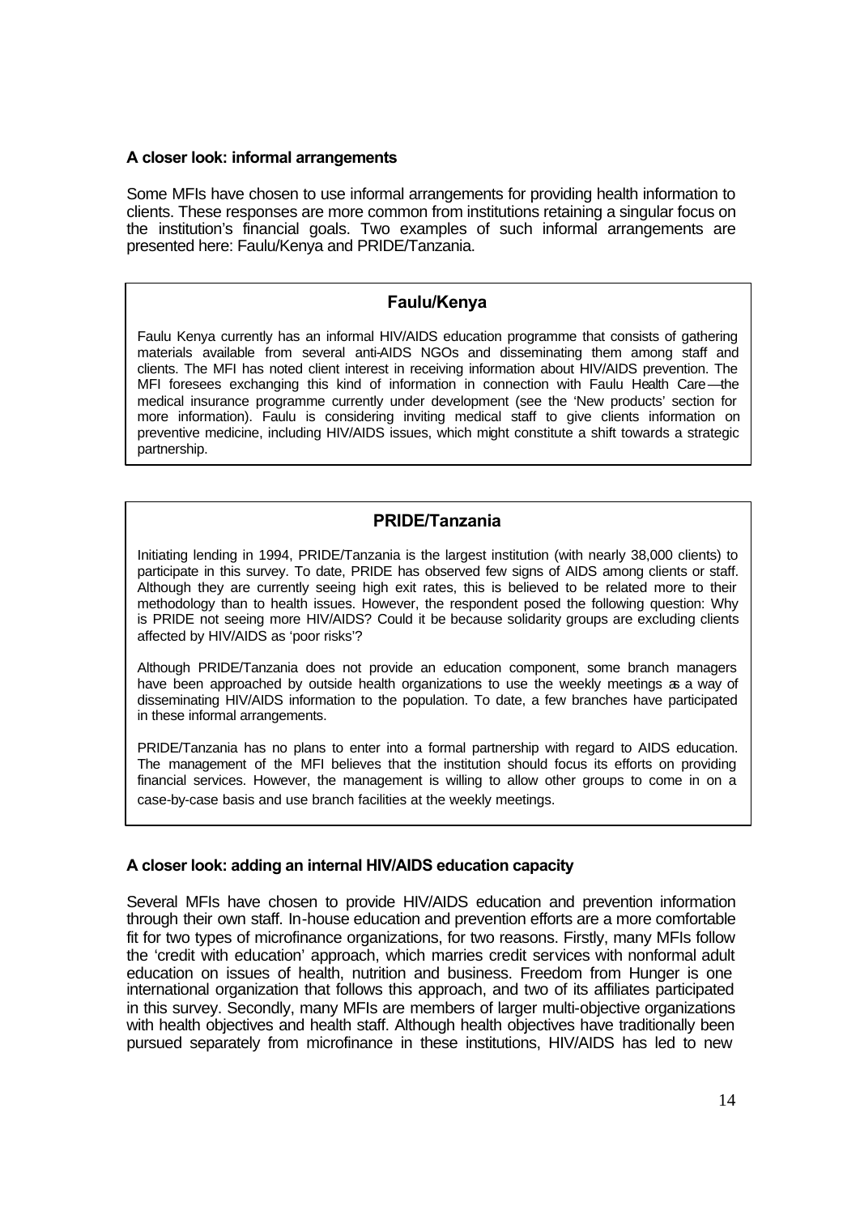**A closer look: informal arrangements**

Some MFIs have chosen to use informal arrangements for providing health information to clients. These responses are more common from institutions retaining a singular focus on the institution's financial goals. Two examples of such informal arrangements are presented here: Faulu/Kenya and PRIDE/Tanzania.

> **Faulu/Kenya**
>
> Faulu Kenya currently has an informal HIV/AIDS education programme that consists of gathering materials available from several anti-AIDS NGOs and disseminating them among staff and clients. The MFI has noted client interest in receiving information about HIV/AIDS prevention. The MFI foresees exchanging this kind of information in connection with Faulu Health Care—the medical insurance programme currently under development (see the 'New products' section for more information). Faulu is considering inviting medical staff to give clients information on preventive medicine, including HIV/AIDS issues, which might constitute a shift towards a strategic partnership.

> **PRIDE/Tanzania**
>
> Initiating lending in 1994, PRIDE/Tanzania is the largest institution (with nearly 38,000 clients) to participate in this survey. To date, PRIDE has observed few signs of AIDS among clients or staff. Although they are currently seeing high exit rates, this is believed to be related more to their methodology than to health issues. However, the respondent posed the following question: Why is PRIDE not seeing more HIV/AIDS? Could it be because solidarity groups are excluding clients affected by HIV/AIDS as 'poor risks'?
>
> Although PRIDE/Tanzania does not provide an education component, some branch managers have been approached by outside health organizations to use the weekly meetings as a way of disseminating HIV/AIDS information to the population. To date, a few branches have participated in these informal arrangements.
>
> PRIDE/Tanzania has no plans to enter into a formal partnership with regard to AIDS education. The management of the MFI believes that the institution should focus its efforts on providing financial services. However, the management is willing to allow other groups to come in on a case-by-case basis and use branch facilities at the weekly meetings.

**A closer look: adding an internal HIV/AIDS education capacity**

Several MFIs have chosen to provide HIV/AIDS education and prevention information through their own staff. In-house education and prevention efforts are a more comfortable fit for two types of microfinance organizations, for two reasons. Firstly, many MFIs follow the 'credit with education' approach, which marries credit services with nonformal adult education on issues of health, nutrition and business. Freedom from Hunger is one international organization that follows this approach, and two of its affiliates participated in this survey. Secondly, many MFIs are members of larger multi-objective organizations with health objectives and health staff. Although health objectives have traditionally been pursued separately from microfinance in these institutions, HIV/AIDS has led to new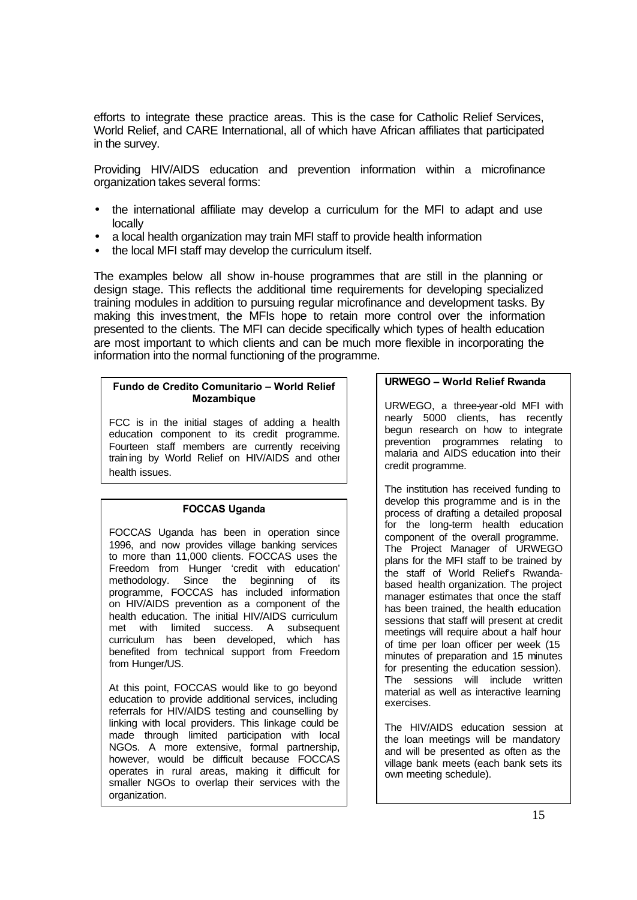efforts to integrate these practice areas. This is the case for Catholic Relief Services, World Relief, and CARE International, all of which have African affiliates that participated in the survey.

Providing HIV/AIDS education and prevention information within a microfinance organization takes several forms:

- the international affiliate may develop a curriculum for the MFI to adapt and use locally
- a local health organization may train MFI staff to provide health information
- the local MFI staff may develop the curriculum itself.

The examples below all show in-house programmes that are still in the planning or design stage. This reflects the additional time requirements for developing specialized training modules in addition to pursuing regular microfinance and development tasks. By making this investment, the MFIs hope to retain more control over the information presented to the clients. The MFI can decide specifically which types of health education are most important to which clients and can be much more flexible in incorporating the information into the normal functioning of the programme.

**Fundo de Credito Comunitario – World Relief Mozambique**

FCC is in the initial stages of adding a health education component to its credit programme. Fourteen staff members are currently receiving training by World Relief on HIV/AIDS and other health issues.

**FOCCAS Uganda**

FOCCAS Uganda has been in operation since 1996, and now provides village banking services to more than 11,000 clients. FOCCAS uses the Freedom from Hunger 'credit with education' methodology. Since the beginning of its programme, FOCCAS has included information on HIV/AIDS prevention as a component of the health education. The initial HIV/AIDS curriculum met with limited success. A subsequent curriculum has been developed, which has benefited from technical support from Freedom from Hunger/US.

At this point, FOCCAS would like to go beyond education to provide additional services, including referrals for HIV/AIDS testing and counselling by linking with local providers. This linkage could be made through limited participation with local NGOs. A more extensive, formal partnership, however, would be difficult because FOCCAS operates in rural areas, making it difficult for smaller NGOs to overlap their services with the organization.

**URWEGO – World Relief Rwanda**

URWEGO, a three-year-old MFI with nearly 5000 clients, has recently begun research on how to integrate prevention programmes relating to malaria and AIDS education into their credit programme.

The institution has received funding to develop this programme and is in the process of drafting a detailed proposal for the long-term health education component of the overall programme. The Project Manager of URWEGO plans for the MFI staff to be trained by the staff of World Relief's Rwanda-based health organization. The project manager estimates that once the staff has been trained, the health education sessions that staff will present at credit meetings will require about a half hour of time per loan officer per week (15 minutes of preparation and 15 minutes for presenting the education session). The sessions will include written material as well as interactive learning exercises.

The HIV/AIDS education session at the loan meetings will be mandatory and will be presented as often as the village bank meets (each bank sets its own meeting schedule).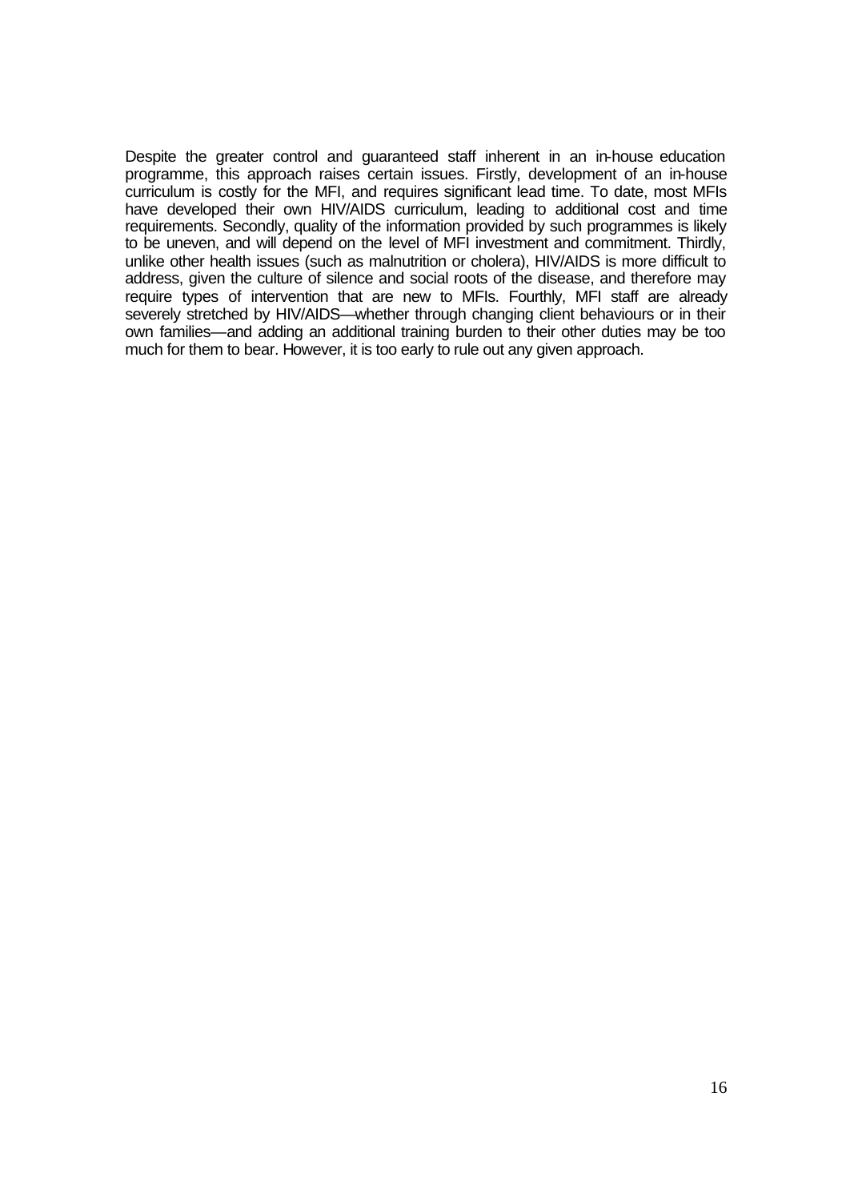Despite the greater control and guaranteed staff inherent in an in-house education programme, this approach raises certain issues. Firstly, development of an in-house curriculum is costly for the MFI, and requires significant lead time. To date, most MFIs have developed their own HIV/AIDS curriculum, leading to additional cost and time requirements. Secondly, quality of the information provided by such programmes is likely to be uneven, and will depend on the level of MFI investment and commitment. Thirdly, unlike other health issues (such as malnutrition or cholera), HIV/AIDS is more difficult to address, given the culture of silence and social roots of the disease, and therefore may require types of intervention that are new to MFIs. Fourthly, MFI staff are already severely stretched by HIV/AIDS—whether through changing client behaviours or in their own families—and adding an additional training burden to their other duties may be too much for them to bear. However, it is too early to rule out any given approach.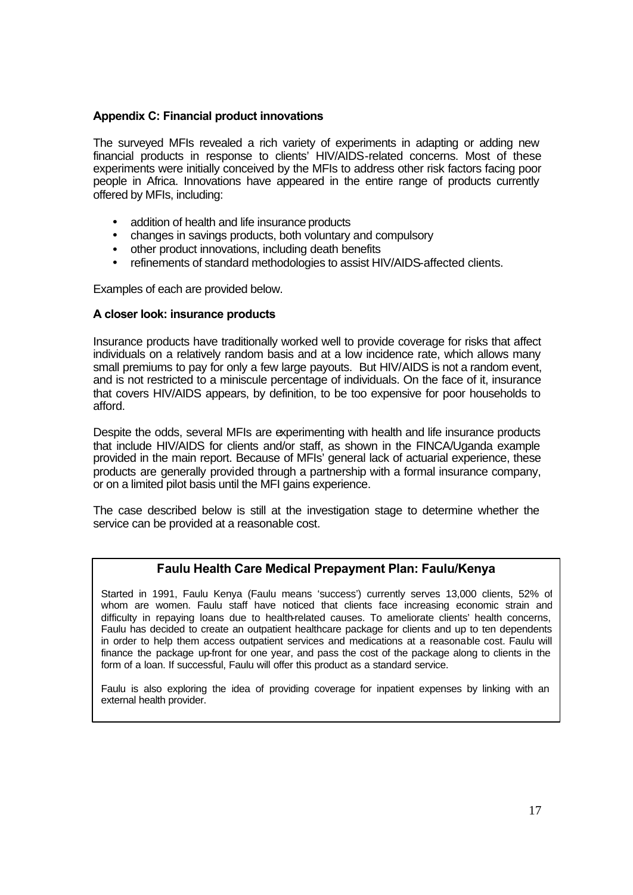**Appendix C: Financial product innovations**

The surveyed MFIs revealed a rich variety of experiments in adapting or adding new financial products in response to clients' HIV/AIDS-related concerns. Most of these experiments were initially conceived by the MFIs to address other risk factors facing poor people in Africa. Innovations have appeared in the entire range of products currently offered by MFIs, including:

- addition of health and life insurance products
- changes in savings products, both voluntary and compulsory
- other product innovations, including death benefits
- refinements of standard methodologies to assist HIV/AIDS-affected clients.

Examples of each are provided below.

**A closer look: insurance products**

Insurance products have traditionally worked well to provide coverage for risks that affect individuals on a relatively random basis and at a low incidence rate, which allows many small premiums to pay for only a few large payouts. But HIV/AIDS is not a random event, and is not restricted to a miniscule percentage of individuals. On the face of it, insurance that covers HIV/AIDS appears, by definition, to be too expensive for poor households to afford.

Despite the odds, several MFIs are experimenting with health and life insurance products that include HIV/AIDS for clients and/or staff, as shown in the FINCA/Uganda example provided in the main report. Because of MFIs' general lack of actuarial experience, these products are generally provided through a partnership with a formal insurance company, or on a limited pilot basis until the MFI gains experience.

The case described below is still at the investigation stage to determine whether the service can be provided at a reasonable cost.

**Faulu Health Care Medical Prepayment Plan: Faulu/Kenya**

Started in 1991, Faulu Kenya (Faulu means 'success') currently serves 13,000 clients, 52% of whom are women. Faulu staff have noticed that clients face increasing economic strain and difficulty in repaying loans due to health-related causes. To ameliorate clients' health concerns, Faulu has decided to create an outpatient healthcare package for clients and up to ten dependents in order to help them access outpatient services and medications at a reasonable cost. Faulu will finance the package up-front for one year, and pass the cost of the package along to clients in the form of a loan. If successful, Faulu will offer this product as a standard service.

Faulu is also exploring the idea of providing coverage for inpatient expenses by linking with an external health provider.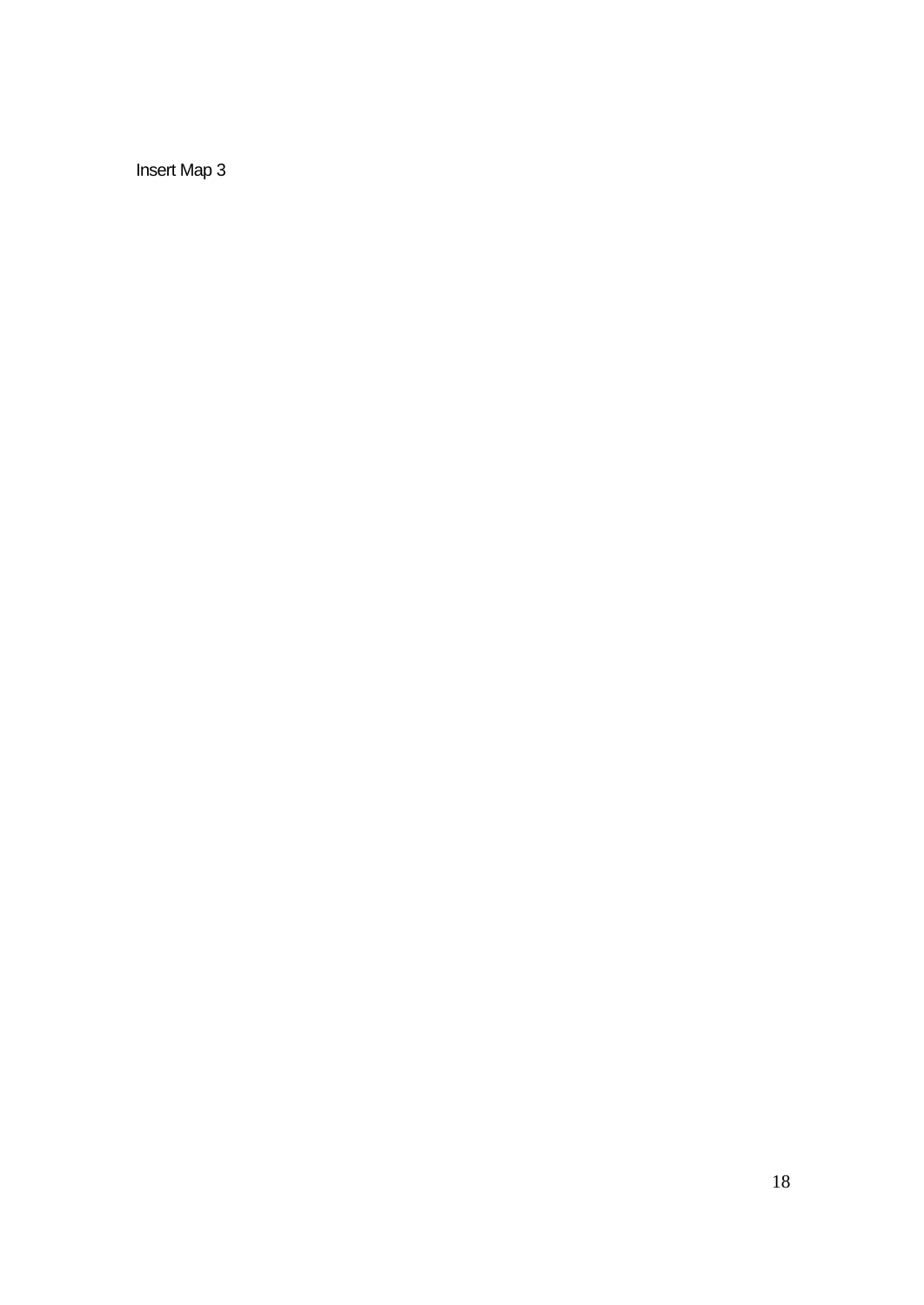Insert Map 3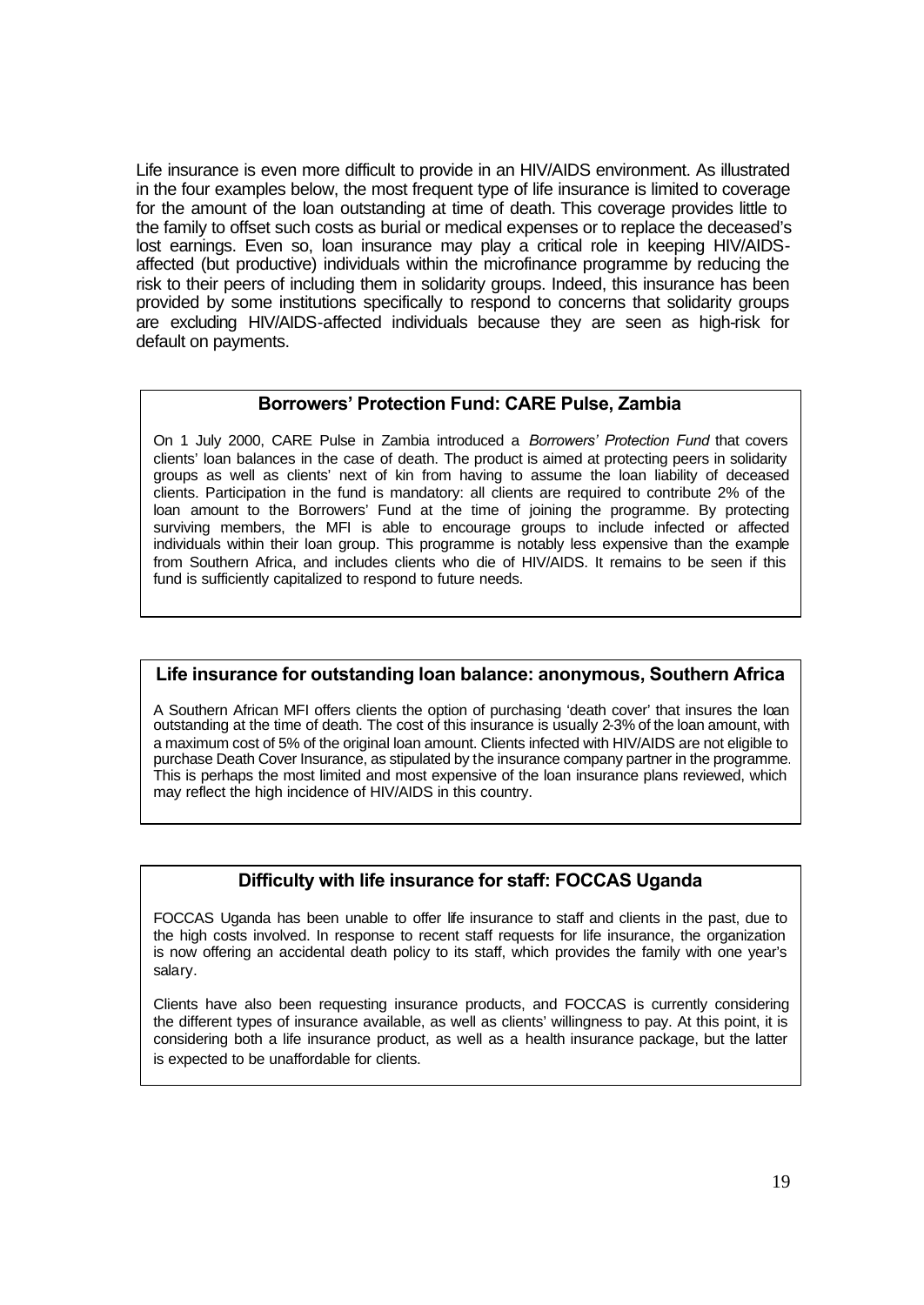Life insurance is even more difficult to provide in an HIV/AIDS environment. As illustrated in the four examples below, the most frequent type of life insurance is limited to coverage for the amount of the loan outstanding at time of death. This coverage provides little to the family to offset such costs as burial or medical expenses or to replace the deceased's lost earnings. Even so, loan insurance may play a critical role in keeping HIV/AIDS-affected (but productive) individuals within the microfinance programme by reducing the risk to their peers of including them in solidarity groups. Indeed, this insurance has been provided by some institutions specifically to respond to concerns that solidarity groups are excluding HIV/AIDS-affected individuals because they are seen as high-risk for default on payments.

### Borrowers' Protection Fund: CARE Pulse, Zambia

On 1 July 2000, CARE Pulse in Zambia introduced a *Borrowers' Protection Fund* that covers clients' loan balances in the case of death. The product is aimed at protecting peers in solidarity groups as well as clients' next of kin from having to assume the loan liability of deceased clients. Participation in the fund is mandatory: all clients are required to contribute 2% of the loan amount to the Borrowers' Fund at the time of joining the programme. By protecting surviving members, the MFI is able to encourage groups to include infected or affected individuals within their loan group. This programme is notably less expensive than the example from Southern Africa, and includes clients who die of HIV/AIDS. It remains to be seen if this fund is sufficiently capitalized to respond to future needs.

### Life insurance for outstanding loan balance: anonymous, Southern Africa

A Southern African MFI offers clients the option of purchasing 'death cover' that insures the loan outstanding at the time of death. The cost of this insurance is usually 2-3% of the loan amount, with a maximum cost of 5% of the original loan amount. Clients infected with HIV/AIDS are not eligible to purchase Death Cover Insurance, as stipulated by the insurance company partner in the programme. This is perhaps the most limited and most expensive of the loan insurance plans reviewed, which may reflect the high incidence of HIV/AIDS in this country.

### Difficulty with life insurance for staff: FOCCAS Uganda

FOCCAS Uganda has been unable to offer life insurance to staff and clients in the past, due to the high costs involved. In response to recent staff requests for life insurance, the organization is now offering an accidental death policy to its staff, which provides the family with one year's salary.

Clients have also been requesting insurance products, and FOCCAS is currently considering the different types of insurance available, as well as clients' willingness to pay. At this point, it is considering both a life insurance product, as well as a health insurance package, but the latter is expected to be unaffordable for clients.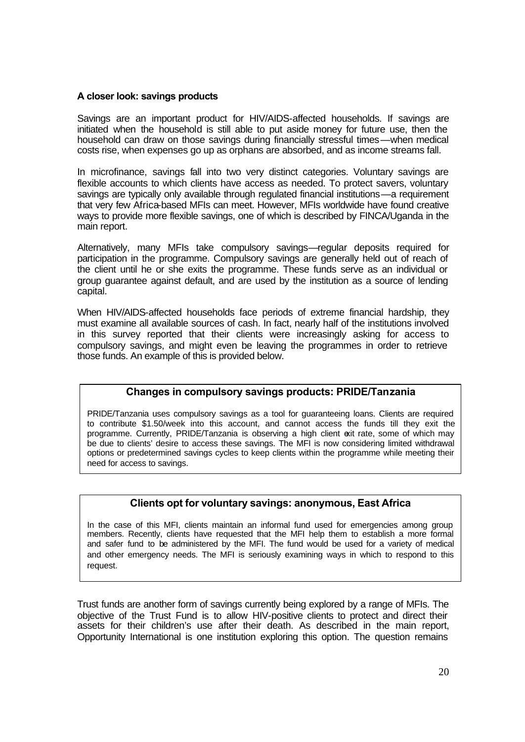**A closer look: savings products**

Savings are an important product for HIV/AIDS-affected households. If savings are initiated when the household is still able to put aside money for future use, then the household can draw on those savings during financially stressful times—when medical costs rise, when expenses go up as orphans are absorbed, and as income streams fall.

In microfinance, savings fall into two very distinct categories. Voluntary savings are flexible accounts to which clients have access as needed. To protect savers, voluntary savings are typically only available through regulated financial institutions—a requirement that very few Africa-based MFIs can meet. However, MFIs worldwide have found creative ways to provide more flexible savings, one of which is described by FINCA/Uganda in the main report.

Alternatively, many MFIs take compulsory savings—regular deposits required for participation in the programme. Compulsory savings are generally held out of reach of the client until he or she exits the programme. These funds serve as an individual or group guarantee against default, and are used by the institution as a source of lending capital.

When HIV/AIDS-affected households face periods of extreme financial hardship, they must examine all available sources of cash. In fact, nearly half of the institutions involved in this survey reported that their clients were increasingly asking for access to compulsory savings, and might even be leaving the programmes in order to retrieve those funds. An example of this is provided below.

**Changes in compulsory savings products: PRIDE/Tanzania**

PRIDE/Tanzania uses compulsory savings as a tool for guaranteeing loans. Clients are required to contribute $1.50/week into this account, and cannot access the funds till they exit the programme. Currently, PRIDE/Tanzania is observing a high client exit rate, some of which may be due to clients' desire to access these savings. The MFI is now considering limited withdrawal options or predetermined savings cycles to keep clients within the programme while meeting their need for access to savings.

**Clients opt for voluntary savings: anonymous, East Africa**

In the case of this MFI, clients maintain an informal fund used for emergencies among group members. Recently, clients have requested that the MFI help them to establish a more formal and safer fund to be administered by the MFI. The fund would be used for a variety of medical and other emergency needs. The MFI is seriously examining ways in which to respond to this request.

Trust funds are another form of savings currently being explored by a range of MFIs. The objective of the Trust Fund is to allow HIV-positive clients to protect and direct their assets for their children's use after their death. As described in the main report, Opportunity International is one institution exploring this option. The question remains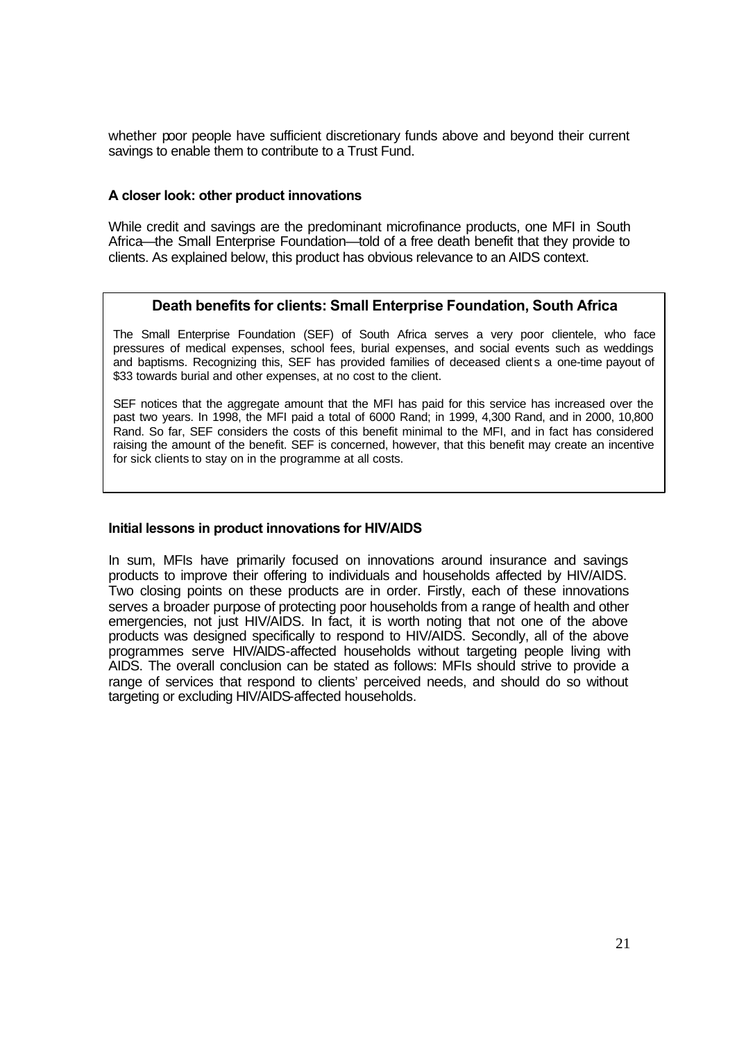whether poor people have sufficient discretionary funds above and beyond their current savings to enable them to contribute to a Trust Fund.

**A closer look: other product innovations**

While credit and savings are the predominant microfinance products, one MFI in South Africa—the Small Enterprise Foundation—told of a free death benefit that they provide to clients. As explained below, this product has obvious relevance to an AIDS context.

> **Death benefits for clients: Small Enterprise Foundation, South Africa**
>
> The Small Enterprise Foundation (SEF) of South Africa serves a very poor clientele, who face pressures of medical expenses, school fees, burial expenses, and social events such as weddings and baptisms. Recognizing this, SEF has provided families of deceased clients a one-time payout of $33 towards burial and other expenses, at no cost to the client.
>
> SEF notices that the aggregate amount that the MFI has paid for this service has increased over the past two years. In 1998, the MFI paid a total of 6000 Rand; in 1999, 4,300 Rand, and in 2000, 10,800 Rand. So far, SEF considers the costs of this benefit minimal to the MFI, and in fact has considered raising the amount of the benefit. SEF is concerned, however, that this benefit may create an incentive for sick clients to stay on in the programme at all costs.

**Initial lessons in product innovations for HIV/AIDS**

In sum, MFIs have primarily focused on innovations around insurance and savings products to improve their offering to individuals and households affected by HIV/AIDS. Two closing points on these products are in order. Firstly, each of these innovations serves a broader purpose of protecting poor households from a range of health and other emergencies, not just HIV/AIDS. In fact, it is worth noting that not one of the above products was designed specifically to respond to HIV/AIDS. Secondly, all of the above programmes serve HIV/AIDS-affected households without targeting people living with AIDS. The overall conclusion can be stated as follows: MFIs should strive to provide a range of services that respond to clients' perceived needs, and should do so without targeting or excluding HIV/AIDS-affected households.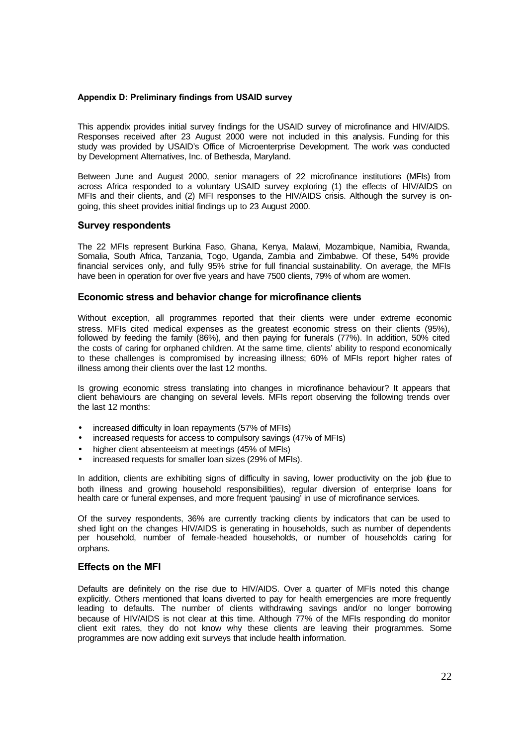**Appendix D: Preliminary findings from USAID survey**

This appendix provides initial survey findings for the USAID survey of microfinance and HIV/AIDS. Responses received after 23 August 2000 were not included in this analysis. Funding for this study was provided by USAID's Office of Microenterprise Development. The work was conducted by Development Alternatives, Inc. of Bethesda, Maryland.

Between June and August 2000, senior managers of 22 microfinance institutions (MFIs) from across Africa responded to a voluntary USAID survey exploring (1) the effects of HIV/AIDS on MFIs and their clients, and (2) MFI responses to the HIV/AIDS crisis. Although the survey is on-going, this sheet provides initial findings up to 23 August 2000.

## Survey respondents

The 22 MFIs represent Burkina Faso, Ghana, Kenya, Malawi, Mozambique, Namibia, Rwanda, Somalia, South Africa, Tanzania, Togo, Uganda, Zambia and Zimbabwe. Of these, 54% provide financial services only, and fully 95% strive for full financial sustainability. On average, the MFIs have been in operation for over five years and have 7500 clients, 79% of whom are women.

## Economic stress and behavior change for microfinance clients

Without exception, all programmes reported that their clients were under extreme economic stress. MFIs cited medical expenses as the greatest economic stress on their clients (95%), followed by feeding the family (86%), and then paying for funerals (77%). In addition, 50% cited the costs of caring for orphaned children. At the same time, clients' ability to respond economically to these challenges is compromised by increasing illness; 60% of MFIs report higher rates of illness among their clients over the last 12 months.

Is growing economic stress translating into changes in microfinance behaviour? It appears that client behaviours are changing on several levels. MFIs report observing the following trends over the last 12 months:

- increased difficulty in loan repayments (57% of MFIs)
- increased requests for access to compulsory savings (47% of MFIs)
- higher client absenteeism at meetings (45% of MFIs)
- increased requests for smaller loan sizes (29% of MFIs).

In addition, clients are exhibiting signs of difficulty in saving, lower productivity on the job (due to both illness and growing household responsibilities), regular diversion of enterprise loans for health care or funeral expenses, and more frequent 'pausing' in use of microfinance services.

Of the survey respondents, 36% are currently tracking clients by indicators that can be used to shed light on the changes HIV/AIDS is generating in households, such as number of dependents per household, number of female-headed households, or number of households caring for orphans.

## Effects on the MFI

Defaults are definitely on the rise due to HIV/AIDS. Over a quarter of MFIs noted this change explicitly. Others mentioned that loans diverted to pay for health emergencies are more frequently leading to defaults. The number of clients withdrawing savings and/or no longer borrowing because of HIV/AIDS is not clear at this time. Although 77% of the MFIs responding do monitor client exit rates, they do not know why these clients are leaving their programmes. Some programmes are now adding exit surveys that include health information.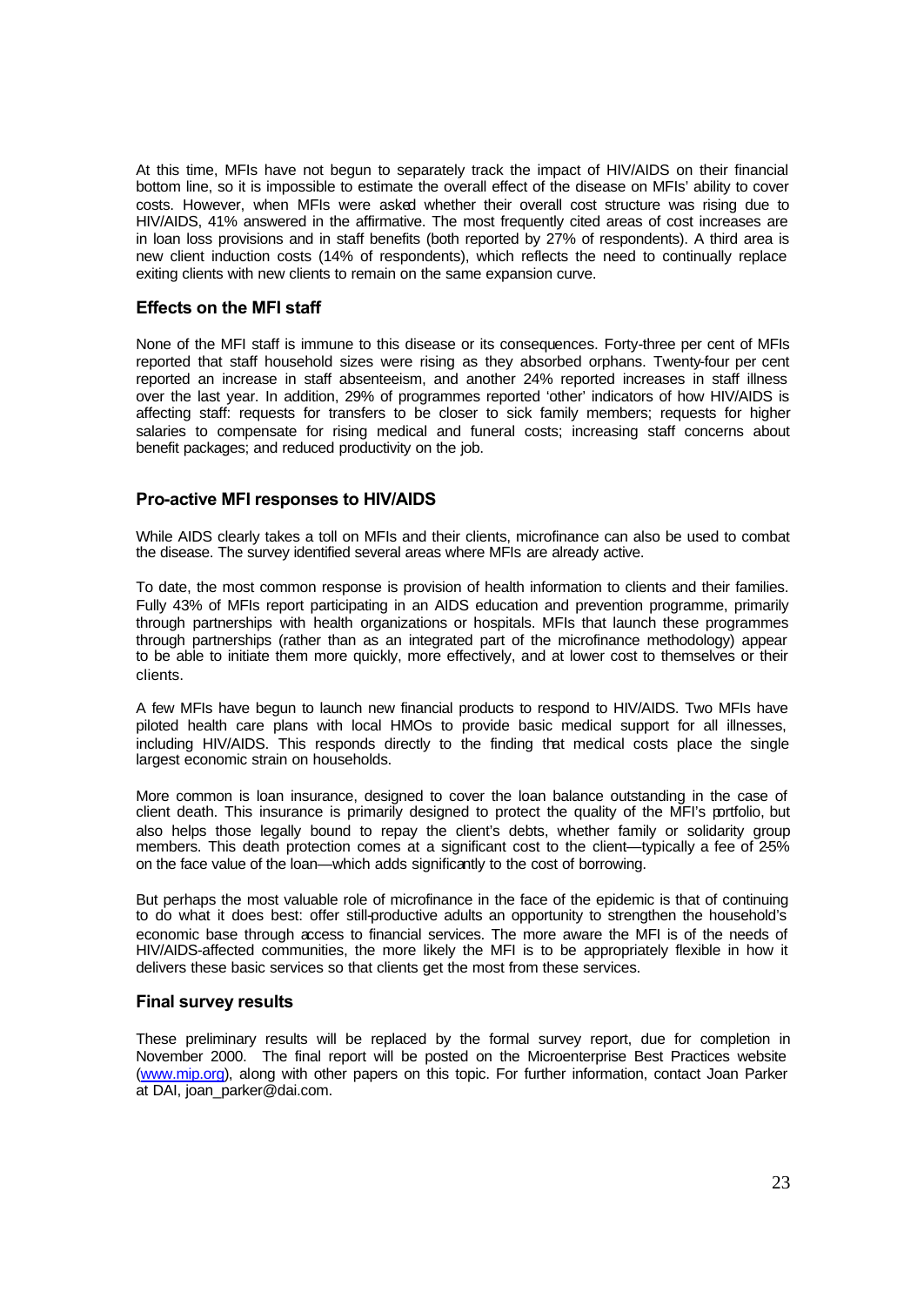At this time, MFIs have not begun to separately track the impact of HIV/AIDS on their financial bottom line, so it is impossible to estimate the overall effect of the disease on MFIs' ability to cover costs. However, when MFIs were asked whether their overall cost structure was rising due to HIV/AIDS, 41% answered in the affirmative. The most frequently cited areas of cost increases are in loan loss provisions and in staff benefits (both reported by 27% of respondents). A third area is new client induction costs (14% of respondents), which reflects the need to continually replace exiting clients with new clients to remain on the same expansion curve.

### Effects on the MFI staff

None of the MFI staff is immune to this disease or its consequences. Forty-three per cent of MFIs reported that staff household sizes were rising as they absorbed orphans. Twenty-four per cent reported an increase in staff absenteeism, and another 24% reported increases in staff illness over the last year. In addition, 29% of programmes reported 'other' indicators of how HIV/AIDS is affecting staff: requests for transfers to be closer to sick family members; requests for higher salaries to compensate for rising medical and funeral costs; increasing staff concerns about benefit packages; and reduced productivity on the job.

### Pro-active MFI responses to HIV/AIDS

While AIDS clearly takes a toll on MFIs and their clients, microfinance can also be used to combat the disease. The survey identified several areas where MFIs are already active.

To date, the most common response is provision of health information to clients and their families. Fully 43% of MFIs report participating in an AIDS education and prevention programme, primarily through partnerships with health organizations or hospitals. MFIs that launch these programmes through partnerships (rather than as an integrated part of the microfinance methodology) appear to be able to initiate them more quickly, more effectively, and at lower cost to themselves or their clients.

A few MFIs have begun to launch new financial products to respond to HIV/AIDS. Two MFIs have piloted health care plans with local HMOs to provide basic medical support for all illnesses, including HIV/AIDS. This responds directly to the finding that medical costs place the single largest economic strain on households.

More common is loan insurance, designed to cover the loan balance outstanding in the case of client death. This insurance is primarily designed to protect the quality of the MFI's portfolio, but also helps those legally bound to repay the client's debts, whether family or solidarity group members. This death protection comes at a significant cost to the client—typically a fee of 2-5% on the face value of the loan—which adds significantly to the cost of borrowing.

But perhaps the most valuable role of microfinance in the face of the epidemic is that of continuing to do what it does best: offer still-productive adults an opportunity to strengthen the household's economic base through access to financial services. The more aware the MFI is of the needs of HIV/AIDS-affected communities, the more likely the MFI is to be appropriately flexible in how it delivers these basic services so that clients get the most from these services.

### Final survey results

These preliminary results will be replaced by the formal survey report, due for completion in November 2000. The final report will be posted on the Microenterprise Best Practices website (www.mip.org), along with other papers on this topic. For further information, contact Joan Parker at DAI, joan_parker@dai.com.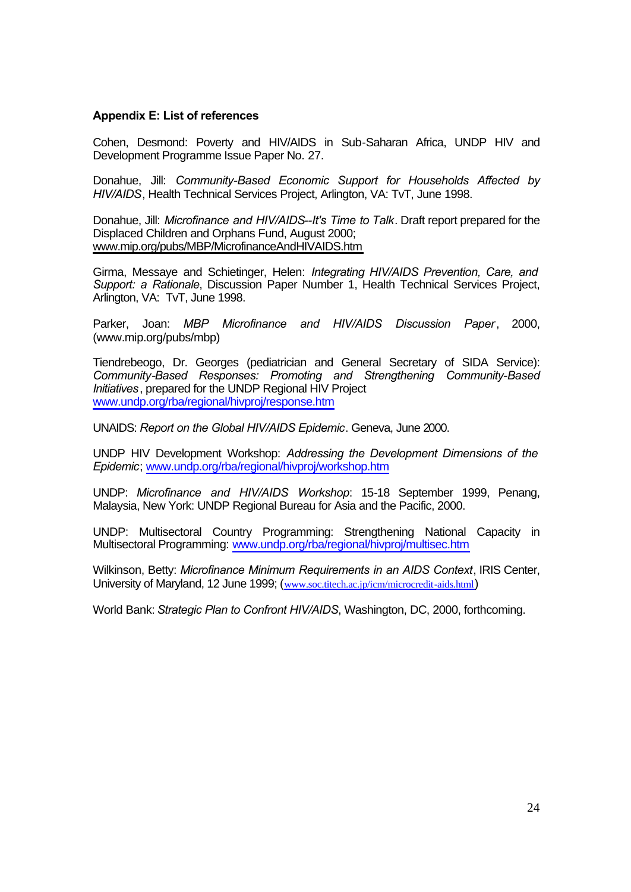**Appendix E: List of references**

Cohen, Desmond: Poverty and HIV/AIDS in Sub-Saharan Africa, UNDP HIV and Development Programme Issue Paper No. 27.

Donahue, Jill: *Community-Based Economic Support for Households Affected by HIV/AIDS*, Health Technical Services Project, Arlington, VA: TvT, June 1998.

Donahue, Jill: *Microfinance and HIV/AIDS--It's Time to Talk*. Draft report prepared for the Displaced Children and Orphans Fund, August 2000; www.mip.org/pubs/MBP/MicrofinanceAndHIVAIDS.htm

Girma, Messaye and Schietinger, Helen: *Integrating HIV/AIDS Prevention, Care, and Support: a Rationale*, Discussion Paper Number 1, Health Technical Services Project, Arlington, VA: TvT, June 1998.

Parker, Joan: *MBP Microfinance and HIV/AIDS Discussion Paper*, 2000, (www.mip.org/pubs/mbp)

Tiendrebeogo, Dr. Georges (pediatrician and General Secretary of SIDA Service): *Community-Based Responses: Promoting and Strengthening Community-Based Initiatives*, prepared for the UNDP Regional HIV Project www.undp.org/rba/regional/hivproj/response.htm

UNAIDS: *Report on the Global HIV/AIDS Epidemic*. Geneva, June 2000.

UNDP HIV Development Workshop: *Addressing the Development Dimensions of the Epidemic*; www.undp.org/rba/regional/hivproj/workshop.htm

UNDP: *Microfinance and HIV/AIDS Workshop*: 15-18 September 1999, Penang, Malaysia, New York: UNDP Regional Bureau for Asia and the Pacific, 2000.

UNDP: Multisectoral Country Programming: Strengthening National Capacity in Multisectoral Programming: www.undp.org/rba/regional/hivproj/multisec.htm

Wilkinson, Betty: *Microfinance Minimum Requirements in an AIDS Context*, IRIS Center, University of Maryland, 12 June 1999; (www.soc.titech.ac.jp/icm/microcredit-aids.html)

World Bank: *Strategic Plan to Confront HIV/AIDS*, Washington, DC, 2000, forthcoming.